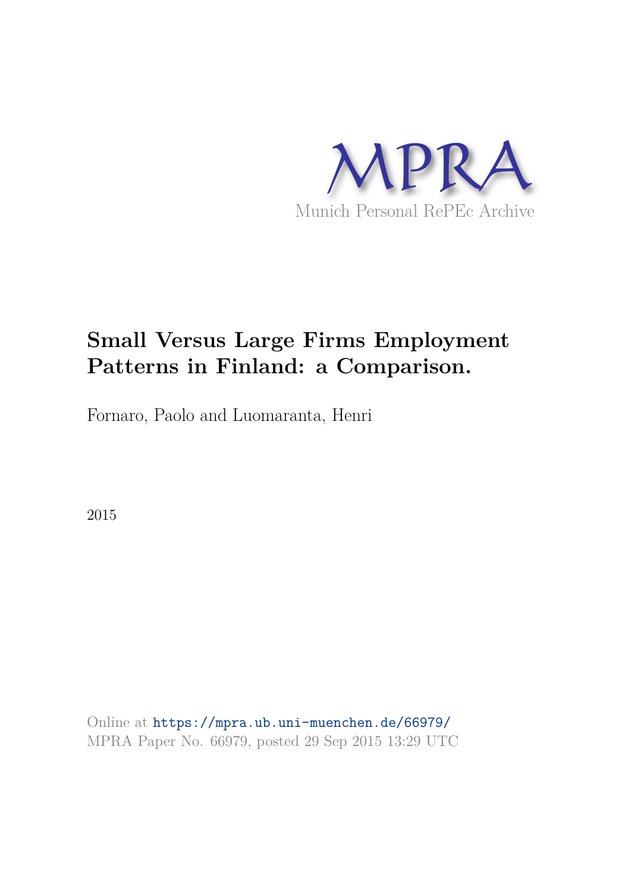MPRA

Munich Personal RePEc Archive

# Small Versus Large Firms Employment Patterns in Finland: a Comparison.

Fornaro, Paolo and Luomaranta, Henri

2015

Online at https://mpra.ub.uni-muenchen.de/66979/
MPRA Paper No. 66979, posted 29 Sep 2015 13:29 UTC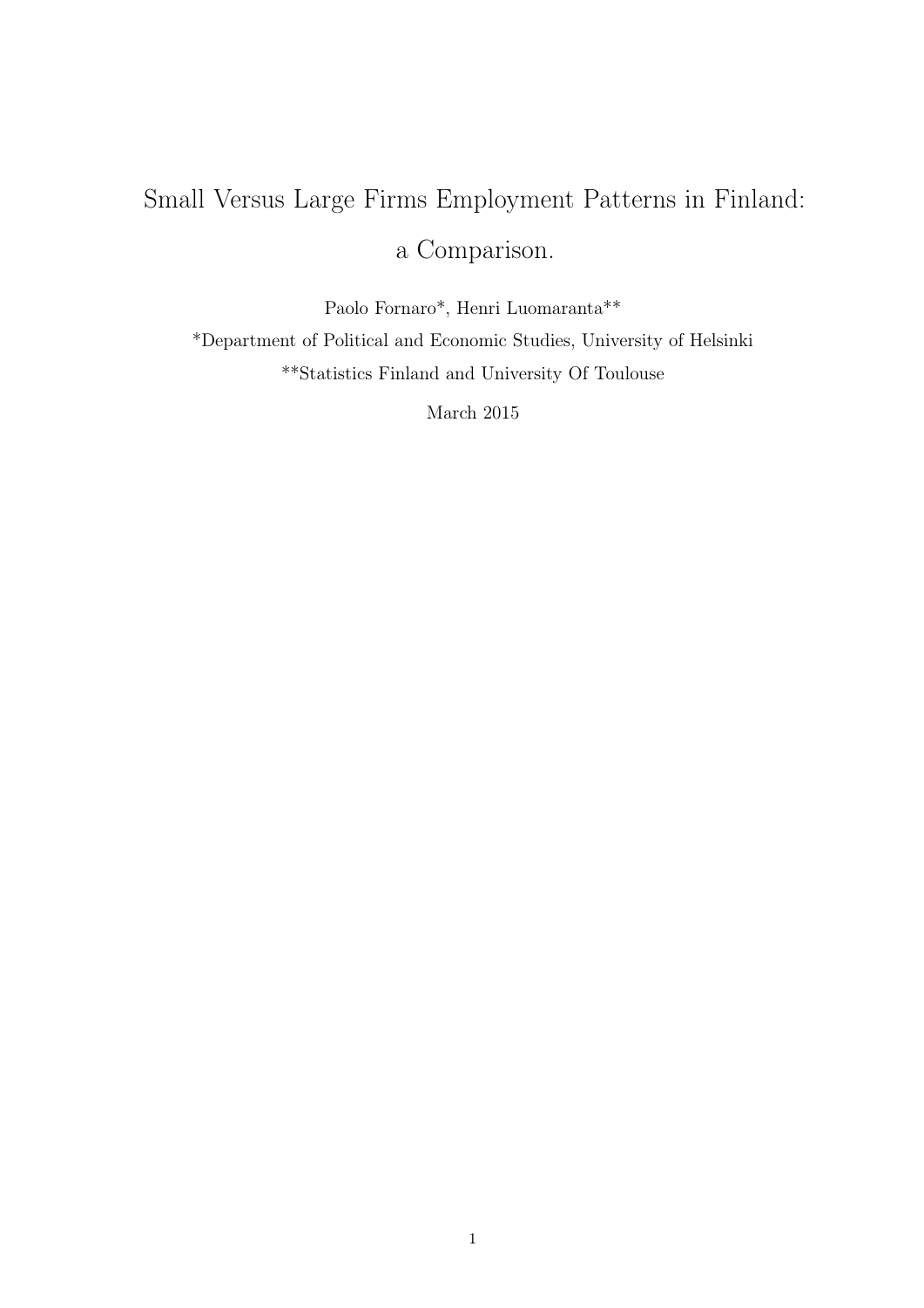# Small Versus Large Firms Employment Patterns in Finland: a Comparison.

Paolo Fornaro*, Henri Luomaranta**

*Department of Political and Economic Studies, University of Helsinki

**Statistics Finland and University Of Toulouse

March 2015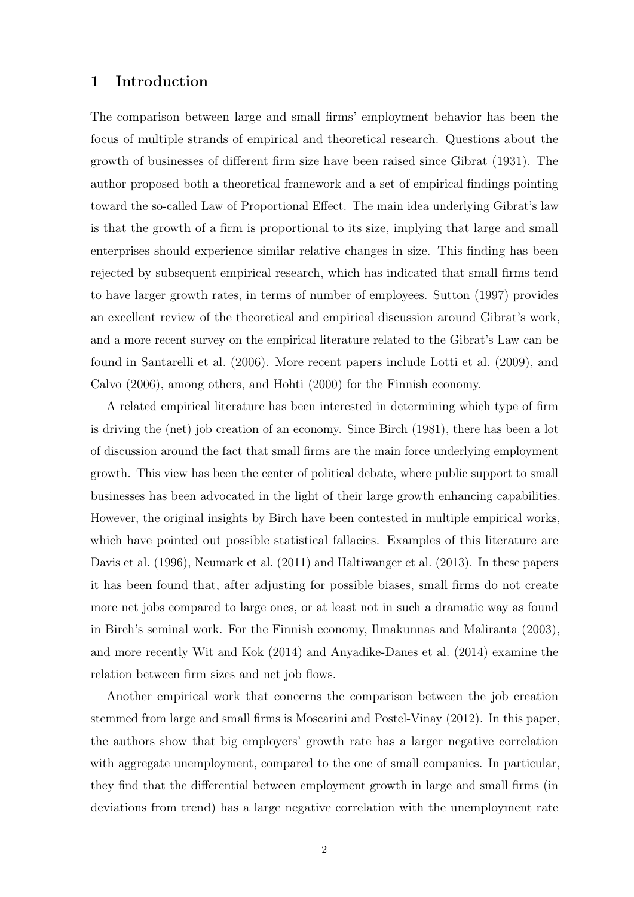## 1 Introduction

The comparison between large and small firms' employment behavior has been the focus of multiple strands of empirical and theoretical research. Questions about the growth of businesses of different firm size have been raised since Gibrat (1931). The author proposed both a theoretical framework and a set of empirical findings pointing toward the so-called Law of Proportional Effect. The main idea underlying Gibrat's law is that the growth of a firm is proportional to its size, implying that large and small enterprises should experience similar relative changes in size. This finding has been rejected by subsequent empirical research, which has indicated that small firms tend to have larger growth rates, in terms of number of employees. Sutton (1997) provides an excellent review of the theoretical and empirical discussion around Gibrat's work, and a more recent survey on the empirical literature related to the Gibrat's Law can be found in Santarelli et al. (2006). More recent papers include Lotti et al. (2009), and Calvo (2006), among others, and Hohti (2000) for the Finnish economy.

A related empirical literature has been interested in determining which type of firm is driving the (net) job creation of an economy. Since Birch (1981), there has been a lot of discussion around the fact that small firms are the main force underlying employment growth. This view has been the center of political debate, where public support to small businesses has been advocated in the light of their large growth enhancing capabilities. However, the original insights by Birch have been contested in multiple empirical works, which have pointed out possible statistical fallacies. Examples of this literature are Davis et al. (1996), Neumark et al. (2011) and Haltiwanger et al. (2013). In these papers it has been found that, after adjusting for possible biases, small firms do not create more net jobs compared to large ones, or at least not in such a dramatic way as found in Birch's seminal work. For the Finnish economy, Ilmakunnas and Maliranta (2003), and more recently Wit and Kok (2014) and Anyadike-Danes et al. (2014) examine the relation between firm sizes and net job flows.

Another empirical work that concerns the comparison between the job creation stemmed from large and small firms is Moscarini and Postel-Vinay (2012). In this paper, the authors show that big employers' growth rate has a larger negative correlation with aggregate unemployment, compared to the one of small companies. In particular, they find that the differential between employment growth in large and small firms (in deviations from trend) has a large negative correlation with the unemployment rate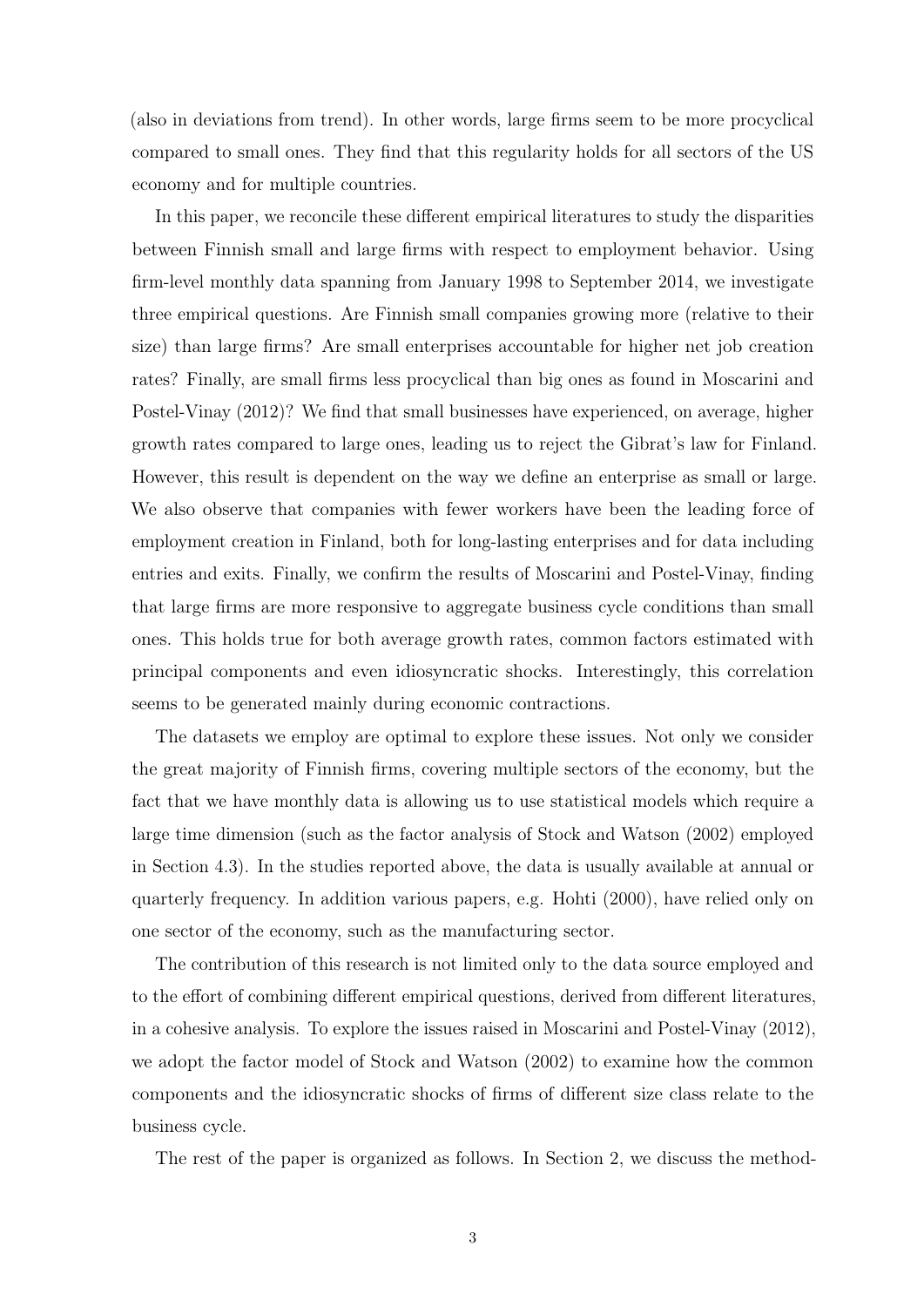(also in deviations from trend). In other words, large firms seem to be more procyclical compared to small ones. They find that this regularity holds for all sectors of the US economy and for multiple countries.

In this paper, we reconcile these different empirical literatures to study the disparities between Finnish small and large firms with respect to employment behavior. Using firm-level monthly data spanning from January 1998 to September 2014, we investigate three empirical questions. Are Finnish small companies growing more (relative to their size) than large firms? Are small enterprises accountable for higher net job creation rates? Finally, are small firms less procyclical than big ones as found in Moscarini and Postel-Vinay (2012)? We find that small businesses have experienced, on average, higher growth rates compared to large ones, leading us to reject the Gibrat's law for Finland. However, this result is dependent on the way we define an enterprise as small or large. We also observe that companies with fewer workers have been the leading force of employment creation in Finland, both for long-lasting enterprises and for data including entries and exits. Finally, we confirm the results of Moscarini and Postel-Vinay, finding that large firms are more responsive to aggregate business cycle conditions than small ones. This holds true for both average growth rates, common factors estimated with principal components and even idiosyncratic shocks. Interestingly, this correlation seems to be generated mainly during economic contractions.

The datasets we employ are optimal to explore these issues. Not only we consider the great majority of Finnish firms, covering multiple sectors of the economy, but the fact that we have monthly data is allowing us to use statistical models which require a large time dimension (such as the factor analysis of Stock and Watson (2002) employed in Section 4.3). In the studies reported above, the data is usually available at annual or quarterly frequency. In addition various papers, e.g. Hohti (2000), have relied only on one sector of the economy, such as the manufacturing sector.

The contribution of this research is not limited only to the data source employed and to the effort of combining different empirical questions, derived from different literatures, in a cohesive analysis. To explore the issues raised in Moscarini and Postel-Vinay (2012), we adopt the factor model of Stock and Watson (2002) to examine how the common components and the idiosyncratic shocks of firms of different size class relate to the business cycle.

The rest of the paper is organized as follows. In Section 2, we discuss the method-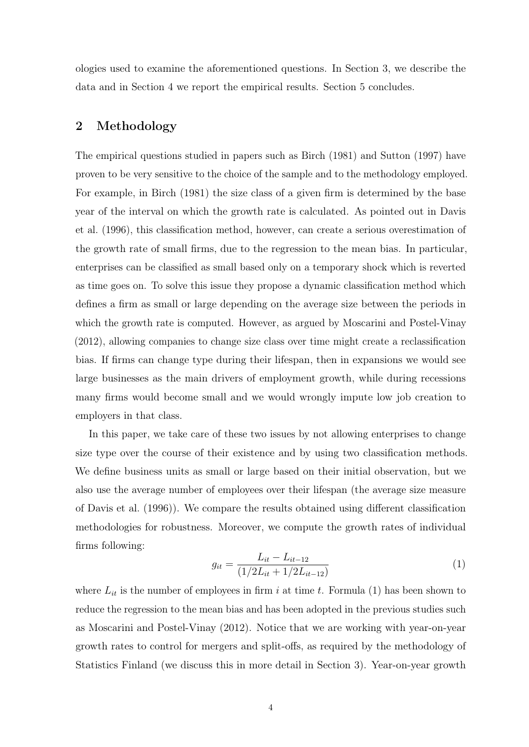ologies used to examine the aforementioned questions. In Section 3, we describe the data and in Section 4 we report the empirical results. Section 5 concludes.

## 2 Methodology

The empirical questions studied in papers such as Birch (1981) and Sutton (1997) have proven to be very sensitive to the choice of the sample and to the methodology employed. For example, in Birch (1981) the size class of a given firm is determined by the base year of the interval on which the growth rate is calculated. As pointed out in Davis et al. (1996), this classification method, however, can create a serious overestimation of the growth rate of small firms, due to the regression to the mean bias. In particular, enterprises can be classified as small based only on a temporary shock which is reverted as time goes on. To solve this issue they propose a dynamic classification method which defines a firm as small or large depending on the average size between the periods in which the growth rate is computed. However, as argued by Moscarini and Postel-Vinay (2012), allowing companies to change size class over time might create a reclassification bias. If firms can change type during their lifespan, then in expansions we would see large businesses as the main drivers of employment growth, while during recessions many firms would become small and we would wrongly impute low job creation to employers in that class.

In this paper, we take care of these two issues by not allowing enterprises to change size type over the course of their existence and by using two classification methods. We define business units as small or large based on their initial observation, but we also use the average number of employees over their lifespan (the average size measure of Davis et al. (1996)). We compare the results obtained using different classification methodologies for robustness. Moreover, we compute the growth rates of individual firms following:

$$g_{it} = \frac{L_{it} - L_{it-12}}{(1/2L_{it} + 1/2L_{it-12})} \tag{1}$$

where $L_{it}$ is the number of employees in firm $i$ at time $t$. Formula (1) has been shown to reduce the regression to the mean bias and has been adopted in the previous studies such as Moscarini and Postel-Vinay (2012). Notice that we are working with year-on-year growth rates to control for mergers and split-offs, as required by the methodology of Statistics Finland (we discuss this in more detail in Section 3). Year-on-year growth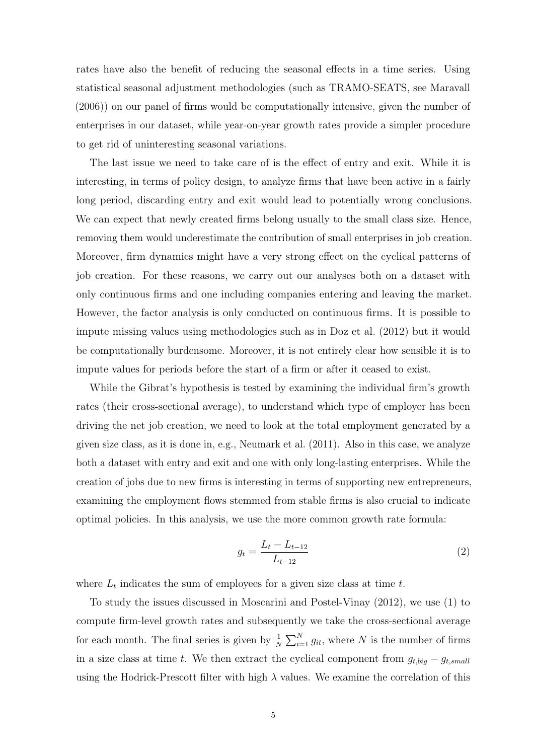rates have also the benefit of reducing the seasonal effects in a time series. Using statistical seasonal adjustment methodologies (such as TRAMO-SEATS, see Maravall (2006)) on our panel of firms would be computationally intensive, given the number of enterprises in our dataset, while year-on-year growth rates provide a simpler procedure to get rid of uninteresting seasonal variations.

The last issue we need to take care of is the effect of entry and exit. While it is interesting, in terms of policy design, to analyze firms that have been active in a fairly long period, discarding entry and exit would lead to potentially wrong conclusions. We can expect that newly created firms belong usually to the small class size. Hence, removing them would underestimate the contribution of small enterprises in job creation. Moreover, firm dynamics might have a very strong effect on the cyclical patterns of job creation. For these reasons, we carry out our analyses both on a dataset with only continuous firms and one including companies entering and leaving the market. However, the factor analysis is only conducted on continuous firms. It is possible to impute missing values using methodologies such as in Doz et al. (2012) but it would be computationally burdensome. Moreover, it is not entirely clear how sensible it is to impute values for periods before the start of a firm or after it ceased to exist.

While the Gibrat's hypothesis is tested by examining the individual firm's growth rates (their cross-sectional average), to understand which type of employer has been driving the net job creation, we need to look at the total employment generated by a given size class, as it is done in, e.g., Neumark et al. (2011). Also in this case, we analyze both a dataset with entry and exit and one with only long-lasting enterprises. While the creation of jobs due to new firms is interesting in terms of supporting new entrepreneurs, examining the employment flows stemmed from stable firms is also crucial to indicate optimal policies. In this analysis, we use the more common growth rate formula:

$$g_t = \frac{L_t - L_{t-12}}{L_{t-12}} \tag{2}$$

where $L_t$ indicates the sum of employees for a given size class at time $t$.

To study the issues discussed in Moscarini and Postel-Vinay (2012), we use (1) to compute firm-level growth rates and subsequently we take the cross-sectional average for each month. The final series is given by $\frac{1}{N}\sum_{i=1}^{N} g_{it}$, where $N$ is the number of firms in a size class at time $t$. We then extract the cyclical component from $g_{t,big} - g_{t,small}$ using the Hodrick-Prescott filter with high $\lambda$ values. We examine the correlation of this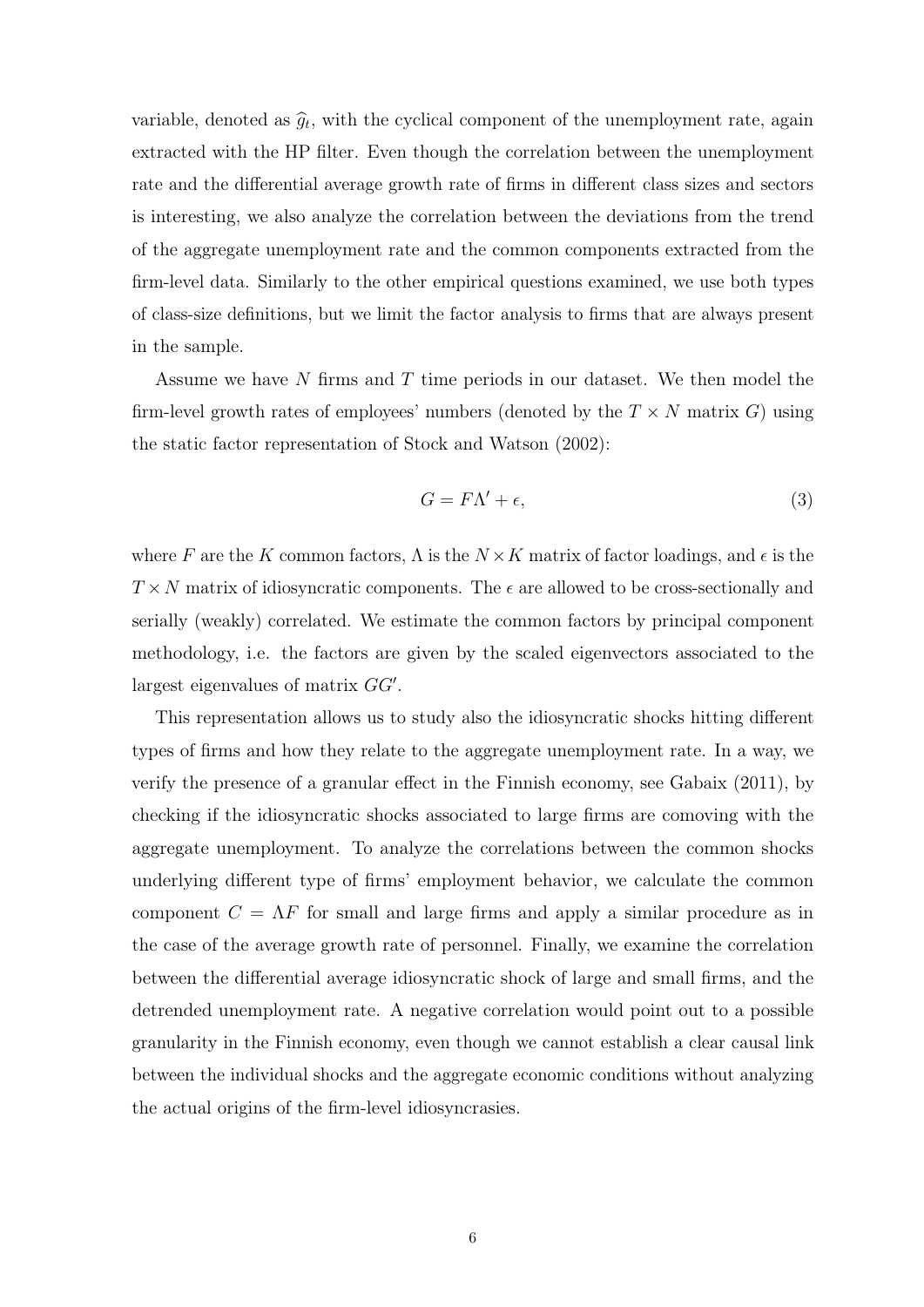variable, denoted as $\widehat{g}_t$, with the cyclical component of the unemployment rate, again extracted with the HP filter. Even though the correlation between the unemployment rate and the differential average growth rate of firms in different class sizes and sectors is interesting, we also analyze the correlation between the deviations from the trend of the aggregate unemployment rate and the common components extracted from the firm-level data. Similarly to the other empirical questions examined, we use both types of class-size definitions, but we limit the factor analysis to firms that are always present in the sample.

Assume we have $N$ firms and $T$ time periods in our dataset. We then model the firm-level growth rates of employees' numbers (denoted by the $T \times N$ matrix $G$) using the static factor representation of Stock and Watson (2002):

$$G = F\Lambda' + \epsilon, \tag{3}$$

where $F$ are the $K$ common factors, $\Lambda$ is the $N \times K$ matrix of factor loadings, and $\epsilon$ is the $T \times N$ matrix of idiosyncratic components. The $\epsilon$ are allowed to be cross-sectionally and serially (weakly) correlated. We estimate the common factors by principal component methodology, i.e. the factors are given by the scaled eigenvectors associated to the largest eigenvalues of matrix $GG'$.

This representation allows us to study also the idiosyncratic shocks hitting different types of firms and how they relate to the aggregate unemployment rate. In a way, we verify the presence of a granular effect in the Finnish economy, see Gabaix (2011), by checking if the idiosyncratic shocks associated to large firms are comoving with the aggregate unemployment. To analyze the correlations between the common shocks underlying different type of firms' employment behavior, we calculate the common component $C = \Lambda F$ for small and large firms and apply a similar procedure as in the case of the average growth rate of personnel. Finally, we examine the correlation between the differential average idiosyncratic shock of large and small firms, and the detrended unemployment rate. A negative correlation would point out to a possible granularity in the Finnish economy, even though we cannot establish a clear causal link between the individual shocks and the aggregate economic conditions without analyzing the actual origins of the firm-level idiosyncrasies.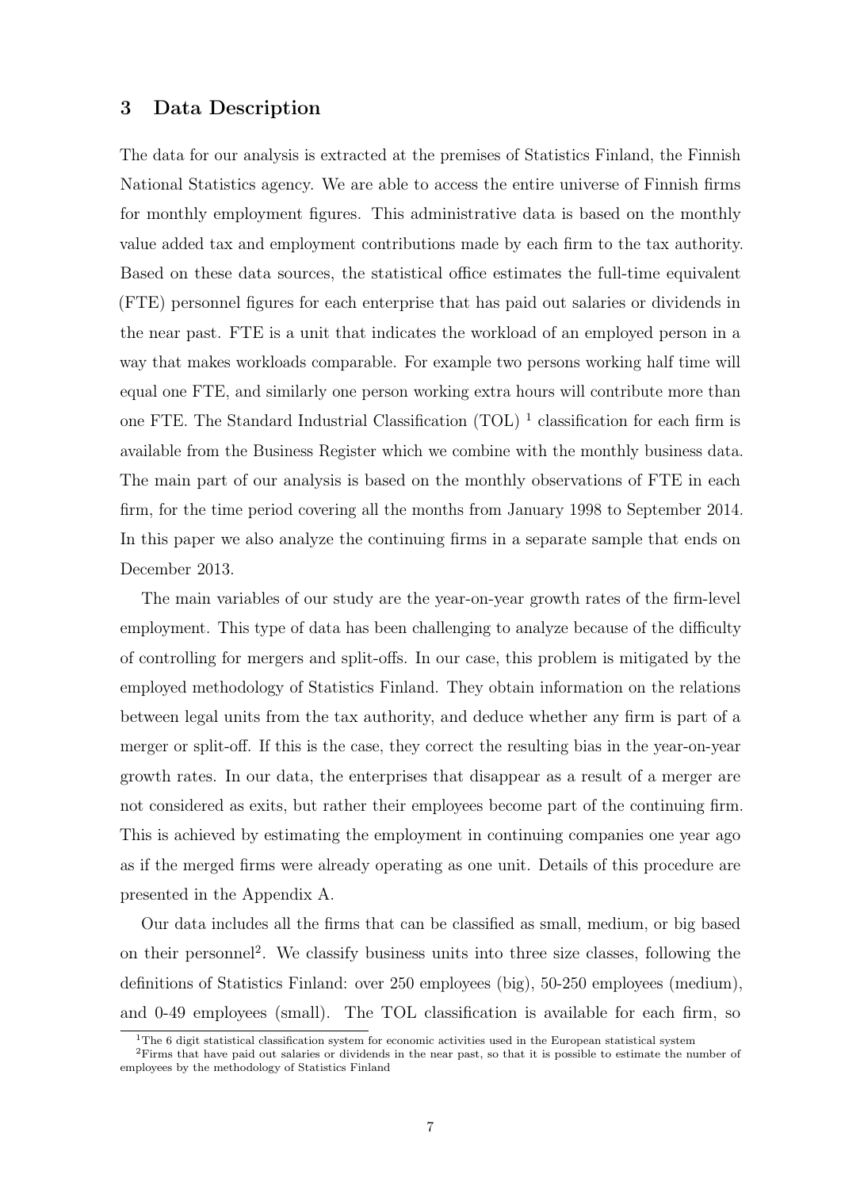## 3 Data Description

The data for our analysis is extracted at the premises of Statistics Finland, the Finnish National Statistics agency. We are able to access the entire universe of Finnish firms for monthly employment figures. This administrative data is based on the monthly value added tax and employment contributions made by each firm to the tax authority. Based on these data sources, the statistical office estimates the full-time equivalent (FTE) personnel figures for each enterprise that has paid out salaries or dividends in the near past. FTE is a unit that indicates the workload of an employed person in a way that makes workloads comparable. For example two persons working half time will equal one FTE, and similarly one person working extra hours will contribute more than one FTE. The Standard Industrial Classification (TOL) [1] classification for each firm is available from the Business Register which we combine with the monthly business data. The main part of our analysis is based on the monthly observations of FTE in each firm, for the time period covering all the months from January 1998 to September 2014. In this paper we also analyze the continuing firms in a separate sample that ends on December 2013.

The main variables of our study are the year-on-year growth rates of the firm-level employment. This type of data has been challenging to analyze because of the difficulty of controlling for mergers and split-offs. In our case, this problem is mitigated by the employed methodology of Statistics Finland. They obtain information on the relations between legal units from the tax authority, and deduce whether any firm is part of a merger or split-off. If this is the case, they correct the resulting bias in the year-on-year growth rates. In our data, the enterprises that disappear as a result of a merger are not considered as exits, but rather their employees become part of the continuing firm. This is achieved by estimating the employment in continuing companies one year ago as if the merged firms were already operating as one unit. Details of this procedure are presented in the Appendix A.

Our data includes all the firms that can be classified as small, medium, or big based on their personnel[2]. We classify business units into three size classes, following the definitions of Statistics Finland: over 250 employees (big), 50-250 employees (medium), and 0-49 employees (small). The TOL classification is available for each firm, so

[1] The 6 digit statistical classification system for economic activities used in the European statistical system

[2] Firms that have paid out salaries or dividends in the near past, so that it is possible to estimate the number of employees by the methodology of Statistics Finland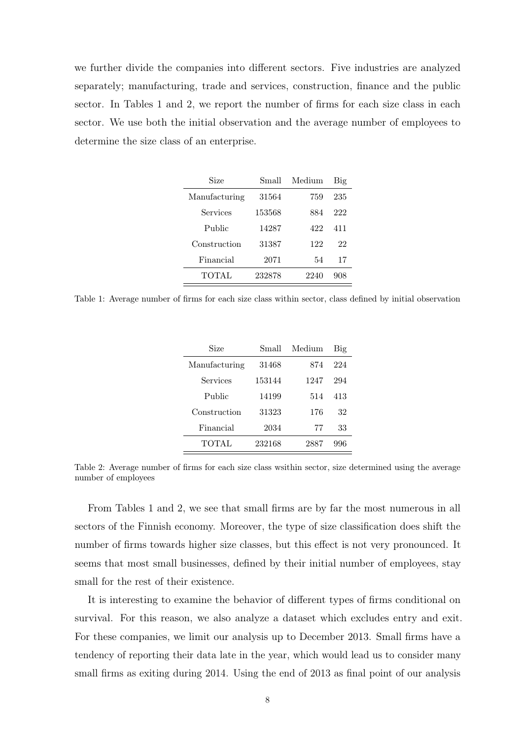we further divide the companies into different sectors. Five industries are analyzed separately; manufacturing, trade and services, construction, finance and the public sector. In Tables 1 and 2, we report the number of firms for each size class in each sector. We use both the initial observation and the average number of employees to determine the size class of an enterprise.

| Size | Small | Medium | Big |
|---|---|---|---|
| Manufacturing | 31564 | 759 | 235 |
| Services | 153568 | 884 | 222 |
| Public | 14287 | 422 | 411 |
| Construction | 31387 | 122 | 22 |
| Financial | 2071 | 54 | 17 |
| TOTAL | 232878 | 2240 | 908 |

Table 1: Average number of firms for each size class within sector, class defined by initial observation

| Size | Small | Medium | Big |
|---|---|---|---|
| Manufacturing | 31468 | 874 | 224 |
| Services | 153144 | 1247 | 294 |
| Public | 14199 | 514 | 413 |
| Construction | 31323 | 176 | 32 |
| Financial | 2034 | 77 | 33 |
| TOTAL | 232168 | 2887 | 996 |

Table 2: Average number of firms for each size class wsithin sector, size determined using the average number of employees

From Tables 1 and 2, we see that small firms are by far the most numerous in all sectors of the Finnish economy. Moreover, the type of size classification does shift the number of firms towards higher size classes, but this effect is not very pronounced. It seems that most small businesses, defined by their initial number of employees, stay small for the rest of their existence.

It is interesting to examine the behavior of different types of firms conditional on survival. For this reason, we also analyze a dataset which excludes entry and exit. For these companies, we limit our analysis up to December 2013. Small firms have a tendency of reporting their data late in the year, which would lead us to consider many small firms as exiting during 2014. Using the end of 2013 as final point of our analysis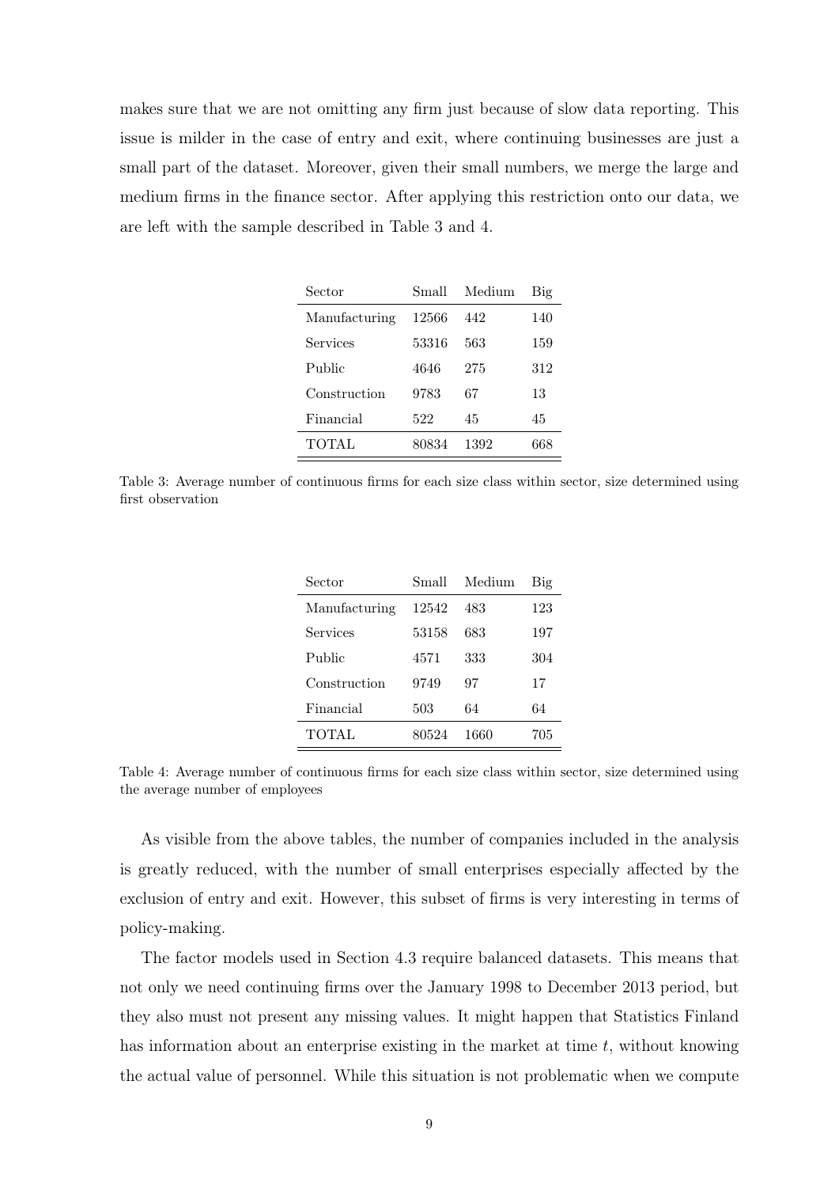makes sure that we are not omitting any firm just because of slow data reporting. This issue is milder in the case of entry and exit, where continuing businesses are just a small part of the dataset. Moreover, given their small numbers, we merge the large and medium firms in the finance sector. After applying this restriction onto our data, we are left with the sample described in Table 3 and 4.

| Sector | Small | Medium | Big |
|---|---|---|---|
| Manufacturing | 12566 | 442 | 140 |
| Services | 53316 | 563 | 159 |
| Public | 4646 | 275 | 312 |
| Construction | 9783 | 67 | 13 |
| Financial | 522 | 45 | 45 |
| TOTAL | 80834 | 1392 | 668 |

Table 3: Average number of continuous firms for each size class within sector, size determined using first observation

| Sector | Small | Medium | Big |
|---|---|---|---|
| Manufacturing | 12542 | 483 | 123 |
| Services | 53158 | 683 | 197 |
| Public | 4571 | 333 | 304 |
| Construction | 9749 | 97 | 17 |
| Financial | 503 | 64 | 64 |
| TOTAL | 80524 | 1660 | 705 |

Table 4: Average number of continuous firms for each size class within sector, size determined using the average number of employees

As visible from the above tables, the number of companies included in the analysis is greatly reduced, with the number of small enterprises especially affected by the exclusion of entry and exit. However, this subset of firms is very interesting in terms of policy-making.

The factor models used in Section 4.3 require balanced datasets. This means that not only we need continuing firms over the January 1998 to December 2013 period, but they also must not present any missing values. It might happen that Statistics Finland has information about an enterprise existing in the market at time $t$, without knowing the actual value of personnel. While this situation is not problematic when we compute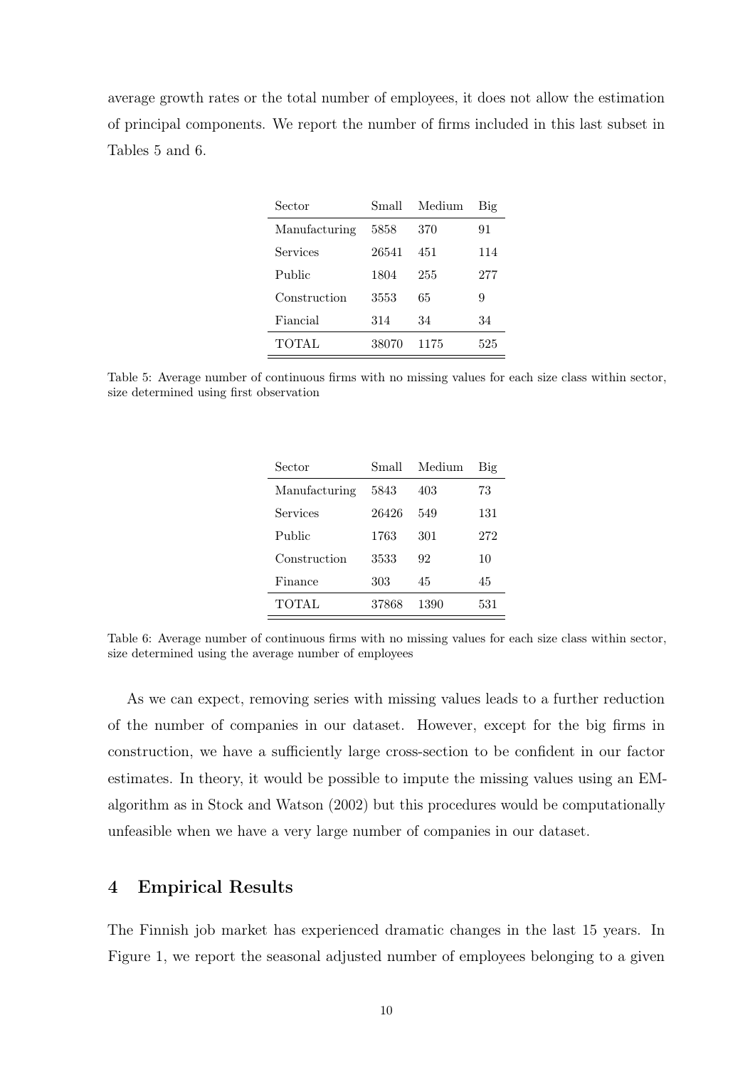average growth rates or the total number of employees, it does not allow the estimation of principal components. We report the number of firms included in this last subset in Tables 5 and 6.

| Sector | Small | Medium | Big |
|---|---|---|---|
| Manufacturing | 5858 | 370 | 91 |
| Services | 26541 | 451 | 114 |
| Public | 1804 | 255 | 277 |
| Construction | 3553 | 65 | 9 |
| Fiancial | 314 | 34 | 34 |
| TOTAL | 38070 | 1175 | 525 |

Table 5: Average number of continuous firms with no missing values for each size class within sector, size determined using first observation

| Sector | Small | Medium | Big |
|---|---|---|---|
| Manufacturing | 5843 | 403 | 73 |
| Services | 26426 | 549 | 131 |
| Public | 1763 | 301 | 272 |
| Construction | 3533 | 92 | 10 |
| Finance | 303 | 45 | 45 |
| TOTAL | 37868 | 1390 | 531 |

Table 6: Average number of continuous firms with no missing values for each size class within sector, size determined using the average number of employees

As we can expect, removing series with missing values leads to a further reduction of the number of companies in our dataset. However, except for the big firms in construction, we have a sufficiently large cross-section to be confident in our factor estimates. In theory, it would be possible to impute the missing values using an EM-algorithm as in Stock and Watson (2002) but this procedures would be computationally unfeasible when we have a very large number of companies in our dataset.

## 4 Empirical Results

The Finnish job market has experienced dramatic changes in the last 15 years. In Figure 1, we report the seasonal adjusted number of employees belonging to a given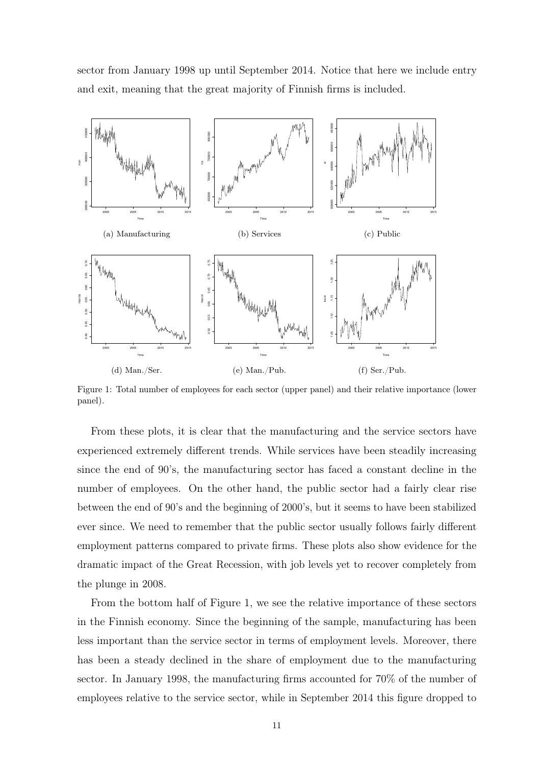sector from January 1998 up until September 2014. Notice that here we include entry and exit, meaning that the great majority of Finnish firms is included.

(a) Manufacturing

(b) Services

(c) Public

(d) Man./Ser.

(e) Man./Pub.

(f) Ser./Pub.

Figure 1: Total number of employees for each sector (upper panel) and their relative importance (lower panel).

From these plots, it is clear that the manufacturing and the service sectors have experienced extremely different trends. While services have been steadily increasing since the end of 90's, the manufacturing sector has faced a constant decline in the number of employees. On the other hand, the public sector had a fairly clear rise between the end of 90's and the beginning of 2000's, but it seems to have been stabilized ever since. We need to remember that the public sector usually follows fairly different employment patterns compared to private firms. These plots also show evidence for the dramatic impact of the Great Recession, with job levels yet to recover completely from the plunge in 2008.

From the bottom half of Figure 1, we see the relative importance of these sectors in the Finnish economy. Since the beginning of the sample, manufacturing has been less important than the service sector in terms of employment levels. Moreover, there has been a steady declined in the share of employment due to the manufacturing sector. In January 1998, the manufacturing firms accounted for 70% of the number of employees relative to the service sector, while in September 2014 this figure dropped to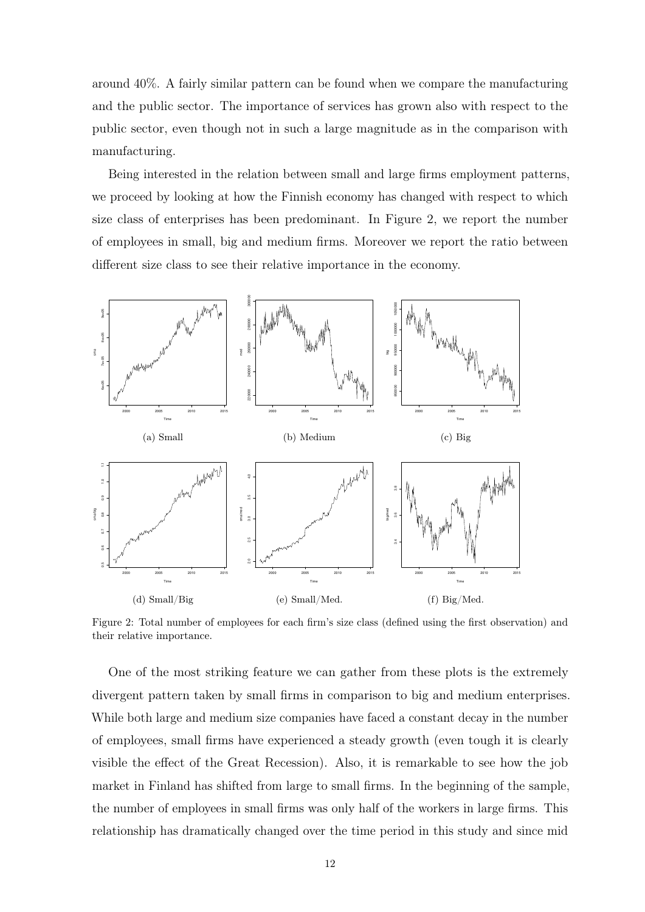around 40%. A fairly similar pattern can be found when we compare the manufacturing and the public sector. The importance of services has grown also with respect to the public sector, even though not in such a large magnitude as in the comparison with manufacturing.

Being interested in the relation between small and large firms employment patterns, we proceed by looking at how the Finnish economy has changed with respect to which size class of enterprises has been predominant. In Figure 2, we report the number of employees in small, big and medium firms. Moreover we report the ratio between different size class to see their relative importance in the economy.

(a) Small

(b) Medium

(c) Big

(d) Small/Big

(e) Small/Med.

(f) Big/Med.

Figure 2: Total number of employees for each firm's size class (defined using the first observation) and their relative importance.

One of the most striking feature we can gather from these plots is the extremely divergent pattern taken by small firms in comparison to big and medium enterprises. While both large and medium size companies have faced a constant decay in the number of employees, small firms have experienced a steady growth (even tough it is clearly visible the effect of the Great Recession). Also, it is remarkable to see how the job market in Finland has shifted from large to small firms. In the beginning of the sample, the number of employees in small firms was only half of the workers in large firms. This relationship has dramatically changed over the time period in this study and since mid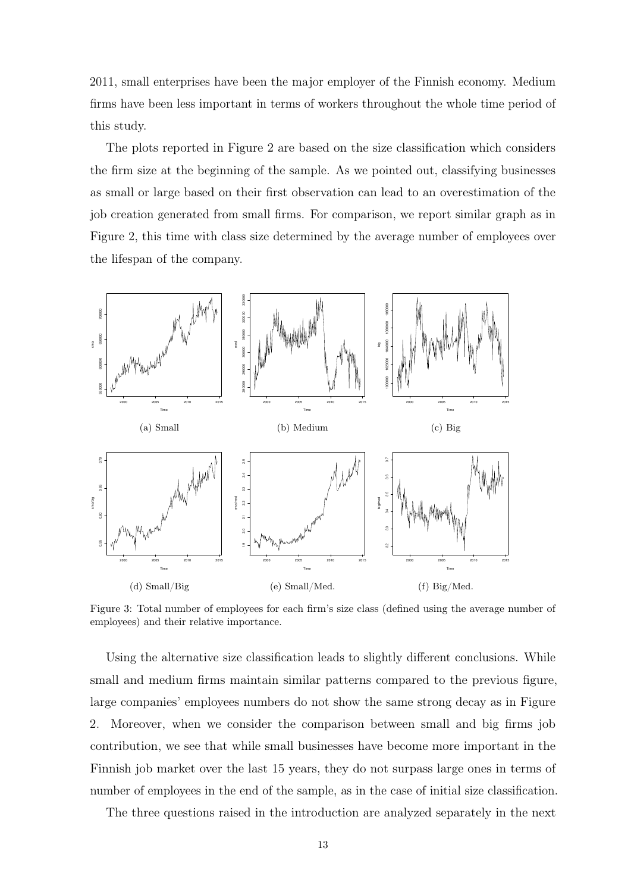2011, small enterprises have been the major employer of the Finnish economy. Medium firms have been less important in terms of workers throughout the whole time period of this study.

The plots reported in Figure 2 are based on the size classification which considers the firm size at the beginning of the sample. As we pointed out, classifying businesses as small or large based on their first observation can lead to an overestimation of the job creation generated from small firms. For comparison, we report similar graph as in Figure 2, this time with class size determined by the average number of employees over the lifespan of the company.

(a) Small

(b) Medium

(c) Big

(d) Small/Big

(e) Small/Med.

(f) Big/Med.

Figure 3: Total number of employees for each firm's size class (defined using the average number of employees) and their relative importance.

Using the alternative size classification leads to slightly different conclusions. While small and medium firms maintain similar patterns compared to the previous figure, large companies' employees numbers do not show the same strong decay as in Figure 2. Moreover, when we consider the comparison between small and big firms job contribution, we see that while small businesses have become more important in the Finnish job market over the last 15 years, they do not surpass large ones in terms of number of employees in the end of the sample, as in the case of initial size classification.

The three questions raised in the introduction are analyzed separately in the next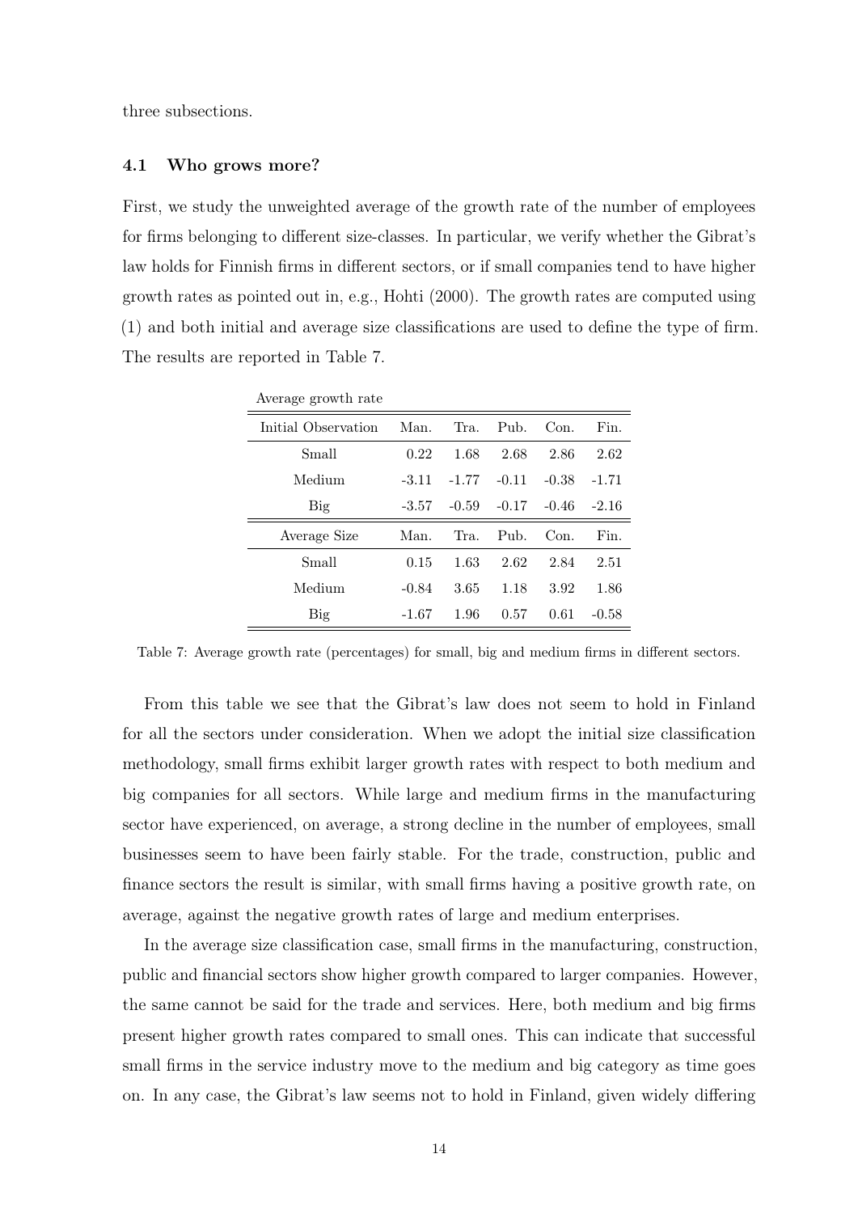three subsections.

### 4.1 Who grows more?

First, we study the unweighted average of the growth rate of the number of employees for firms belonging to different size-classes. In particular, we verify whether the Gibrat's law holds for Finnish firms in different sectors, or if small companies tend to have higher growth rates as pointed out in, e.g., Hohti (2000). The growth rates are computed using (1) and both initial and average size classifications are used to define the type of firm. The results are reported in Table 7.

Average growth rate

| Initial Observation | Man. | Tra. | Pub. | Con. | Fin. |
|---|---|---|---|---|---|
| Small | 0.22 | 1.68 | 2.68 | 2.86 | 2.62 |
| Medium | -3.11 | -1.77 | -0.11 | -0.38 | -1.71 |
| Big | -3.57 | -0.59 | -0.17 | -0.46 | -2.16 |
| **Average Size** | **Man.** | **Tra.** | **Pub.** | **Con.** | **Fin.** |
| Small | 0.15 | 1.63 | 2.62 | 2.84 | 2.51 |
| Medium | -0.84 | 3.65 | 1.18 | 3.92 | 1.86 |
| Big | -1.67 | 1.96 | 0.57 | 0.61 | -0.58 |

Table 7: Average growth rate (percentages) for small, big and medium firms in different sectors.

From this table we see that the Gibrat's law does not seem to hold in Finland for all the sectors under consideration. When we adopt the initial size classification methodology, small firms exhibit larger growth rates with respect to both medium and big companies for all sectors. While large and medium firms in the manufacturing sector have experienced, on average, a strong decline in the number of employees, small businesses seem to have been fairly stable. For the trade, construction, public and finance sectors the result is similar, with small firms having a positive growth rate, on average, against the negative growth rates of large and medium enterprises.

In the average size classification case, small firms in the manufacturing, construction, public and financial sectors show higher growth compared to larger companies. However, the same cannot be said for the trade and services. Here, both medium and big firms present higher growth rates compared to small ones. This can indicate that successful small firms in the service industry move to the medium and big category as time goes on. In any case, the Gibrat's law seems not to hold in Finland, given widely differing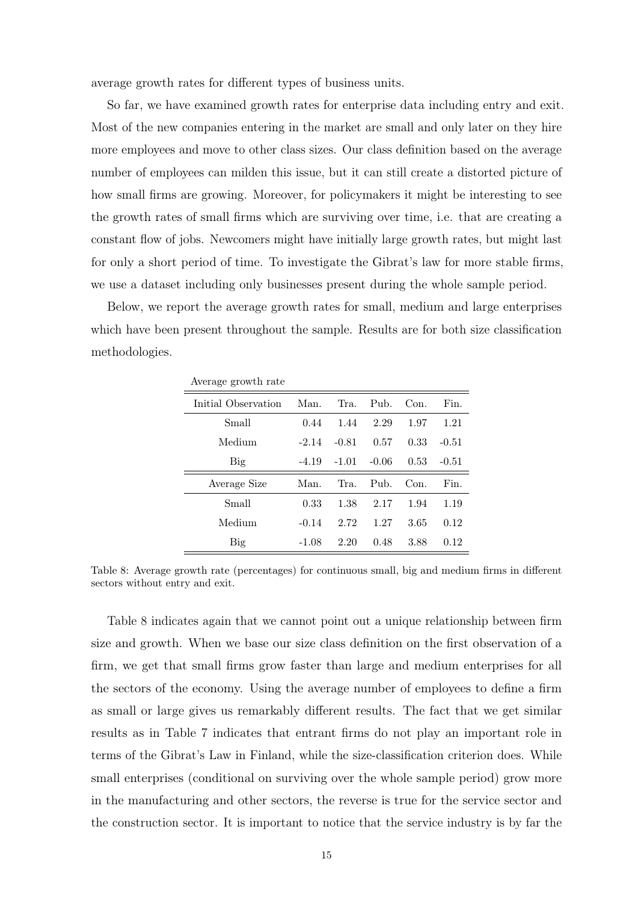average growth rates for different types of business units.

So far, we have examined growth rates for enterprise data including entry and exit. Most of the new companies entering in the market are small and only later on they hire more employees and move to other class sizes. Our class definition based on the average number of employees can milden this issue, but it can still create a distorted picture of how small firms are growing. Moreover, for policymakers it might be interesting to see the growth rates of small firms which are surviving over time, i.e. that are creating a constant flow of jobs. Newcomers might have initially large growth rates, but might last for only a short period of time. To investigate the Gibrat's law for more stable firms, we use a dataset including only businesses present during the whole sample period.

Below, we report the average growth rates for small, medium and large enterprises which have been present throughout the sample. Results are for both size classification methodologies.

Average growth rate

| Initial Observation | Man. | Tra. | Pub. | Con. | Fin. |
|---|---|---|---|---|---|
| Small | 0.44 | 1.44 | 2.29 | 1.97 | 1.21 |
| Medium | -2.14 | -0.81 | 0.57 | 0.33 | -0.51 |
| Big | -4.19 | -1.01 | -0.06 | 0.53 | -0.51 |
| **Average Size** | **Man.** | **Tra.** | **Pub.** | **Con.** | **Fin.** |
| Small | 0.33 | 1.38 | 2.17 | 1.94 | 1.19 |
| Medium | -0.14 | 2.72 | 1.27 | 3.65 | 0.12 |
| Big | -1.08 | 2.20 | 0.48 | 3.88 | 0.12 |

Table 8: Average growth rate (percentages) for continuous small, big and medium firms in different sectors without entry and exit.

Table 8 indicates again that we cannot point out a unique relationship between firm size and growth. When we base our size class definition on the first observation of a firm, we get that small firms grow faster than large and medium enterprises for all the sectors of the economy. Using the average number of employees to define a firm as small or large gives us remarkably different results. The fact that we get similar results as in Table 7 indicates that entrant firms do not play an important role in terms of the Gibrat's Law in Finland, while the size-classification criterion does. While small enterprises (conditional on surviving over the whole sample period) grow more in the manufacturing and other sectors, the reverse is true for the service sector and the construction sector. It is important to notice that the service industry is by far the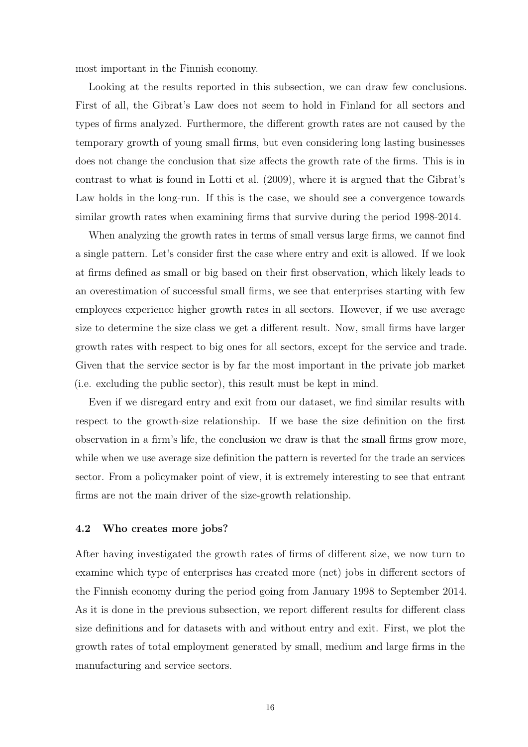most important in the Finnish economy.

Looking at the results reported in this subsection, we can draw few conclusions. First of all, the Gibrat's Law does not seem to hold in Finland for all sectors and types of firms analyzed. Furthermore, the different growth rates are not caused by the temporary growth of young small firms, but even considering long lasting businesses does not change the conclusion that size affects the growth rate of the firms. This is in contrast to what is found in Lotti et al. (2009), where it is argued that the Gibrat's Law holds in the long-run. If this is the case, we should see a convergence towards similar growth rates when examining firms that survive during the period 1998-2014.

When analyzing the growth rates in terms of small versus large firms, we cannot find a single pattern. Let's consider first the case where entry and exit is allowed. If we look at firms defined as small or big based on their first observation, which likely leads to an overestimation of successful small firms, we see that enterprises starting with few employees experience higher growth rates in all sectors. However, if we use average size to determine the size class we get a different result. Now, small firms have larger growth rates with respect to big ones for all sectors, except for the service and trade. Given that the service sector is by far the most important in the private job market (i.e. excluding the public sector), this result must be kept in mind.

Even if we disregard entry and exit from our dataset, we find similar results with respect to the growth-size relationship. If we base the size definition on the first observation in a firm's life, the conclusion we draw is that the small firms grow more, while when we use average size definition the pattern is reverted for the trade an services sector. From a policymaker point of view, it is extremely interesting to see that entrant firms are not the main driver of the size-growth relationship.

### 4.2 Who creates more jobs?

After having investigated the growth rates of firms of different size, we now turn to examine which type of enterprises has created more (net) jobs in different sectors of the Finnish economy during the period going from January 1998 to September 2014. As it is done in the previous subsection, we report different results for different class size definitions and for datasets with and without entry and exit. First, we plot the growth rates of total employment generated by small, medium and large firms in the manufacturing and service sectors.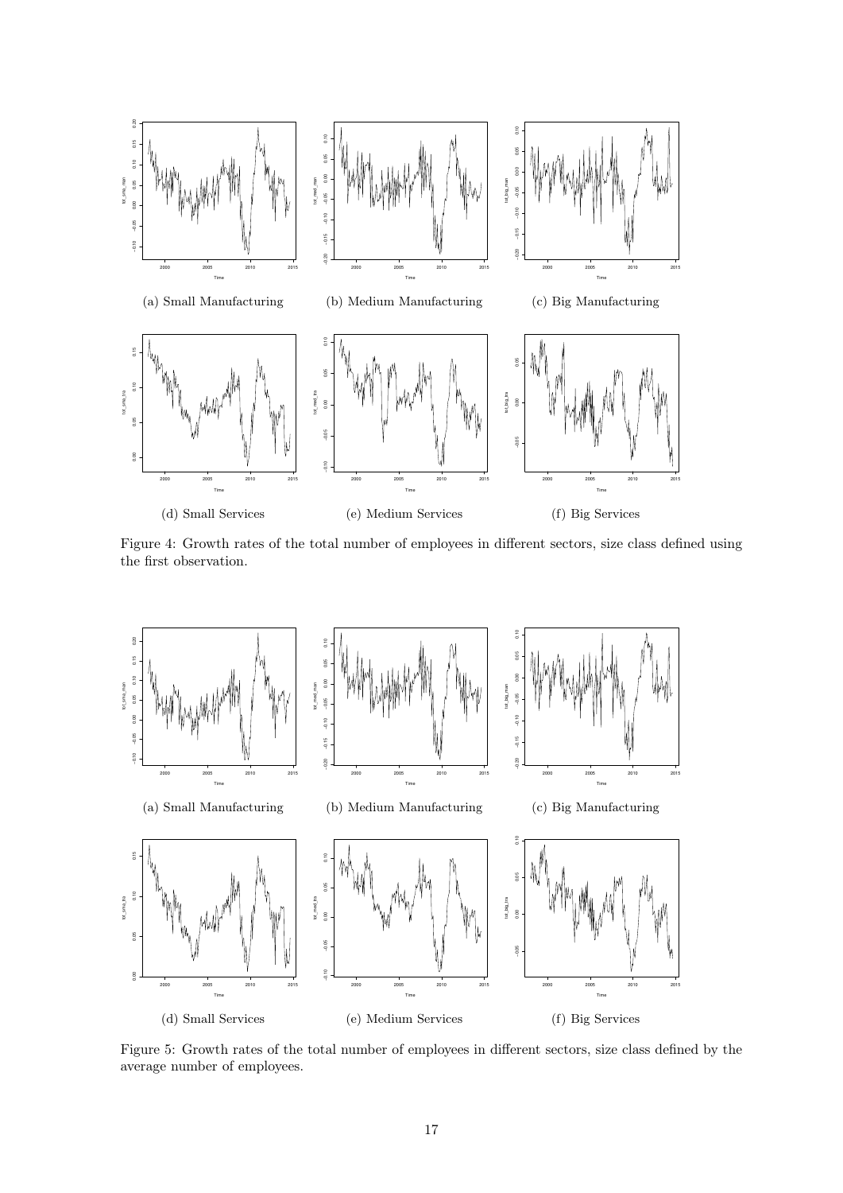(a) Small Manufacturing

(b) Medium Manufacturing

(c) Big Manufacturing

(d) Small Services

(e) Medium Services

(f) Big Services

Figure 4: Growth rates of the total number of employees in different sectors, size class defined using the first observation.

(a) Small Manufacturing

(b) Medium Manufacturing

(c) Big Manufacturing

(d) Small Services

(e) Medium Services

(f) Big Services

Figure 5: Growth rates of the total number of employees in different sectors, size class defined by the average number of employees.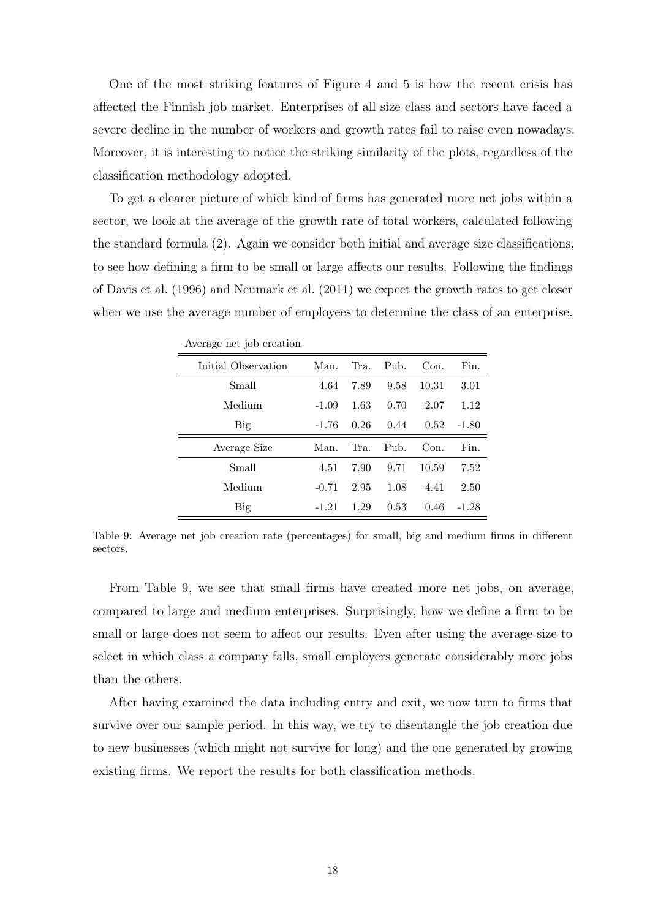One of the most striking features of Figure 4 and 5 is how the recent crisis has affected the Finnish job market. Enterprises of all size class and sectors have faced a severe decline in the number of workers and growth rates fail to raise even nowadays. Moreover, it is interesting to notice the striking similarity of the plots, regardless of the classification methodology adopted.

To get a clearer picture of which kind of firms has generated more net jobs within a sector, we look at the average of the growth rate of total workers, calculated following the standard formula (2). Again we consider both initial and average size classifications, to see how defining a firm to be small or large affects our results. Following the findings of Davis et al. (1996) and Neumark et al. (2011) we expect the growth rates to get closer when we use the average number of employees to determine the class of an enterprise.

Average net job creation

| Initial Observation | Man. | Tra. | Pub. | Con. | Fin. |
|---|---|---|---|---|---|
| Small | 4.64 | 7.89 | 9.58 | 10.31 | 3.01 |
| Medium | -1.09 | 1.63 | 0.70 | 2.07 | 1.12 |
| Big | -1.76 | 0.26 | 0.44 | 0.52 | -1.80 |
| **Average Size** | **Man.** | **Tra.** | **Pub.** | **Con.** | **Fin.** |
| Small | 4.51 | 7.90 | 9.71 | 10.59 | 7.52 |
| Medium | -0.71 | 2.95 | 1.08 | 4.41 | 2.50 |
| Big | -1.21 | 1.29 | 0.53 | 0.46 | -1.28 |

Table 9: Average net job creation rate (percentages) for small, big and medium firms in different sectors.

From Table 9, we see that small firms have created more net jobs, on average, compared to large and medium enterprises. Surprisingly, how we define a firm to be small or large does not seem to affect our results. Even after using the average size to select in which class a company falls, small employers generate considerably more jobs than the others.

After having examined the data including entry and exit, we now turn to firms that survive over our sample period. In this way, we try to disentangle the job creation due to new businesses (which might not survive for long) and the one generated by growing existing firms. We report the results for both classification methods.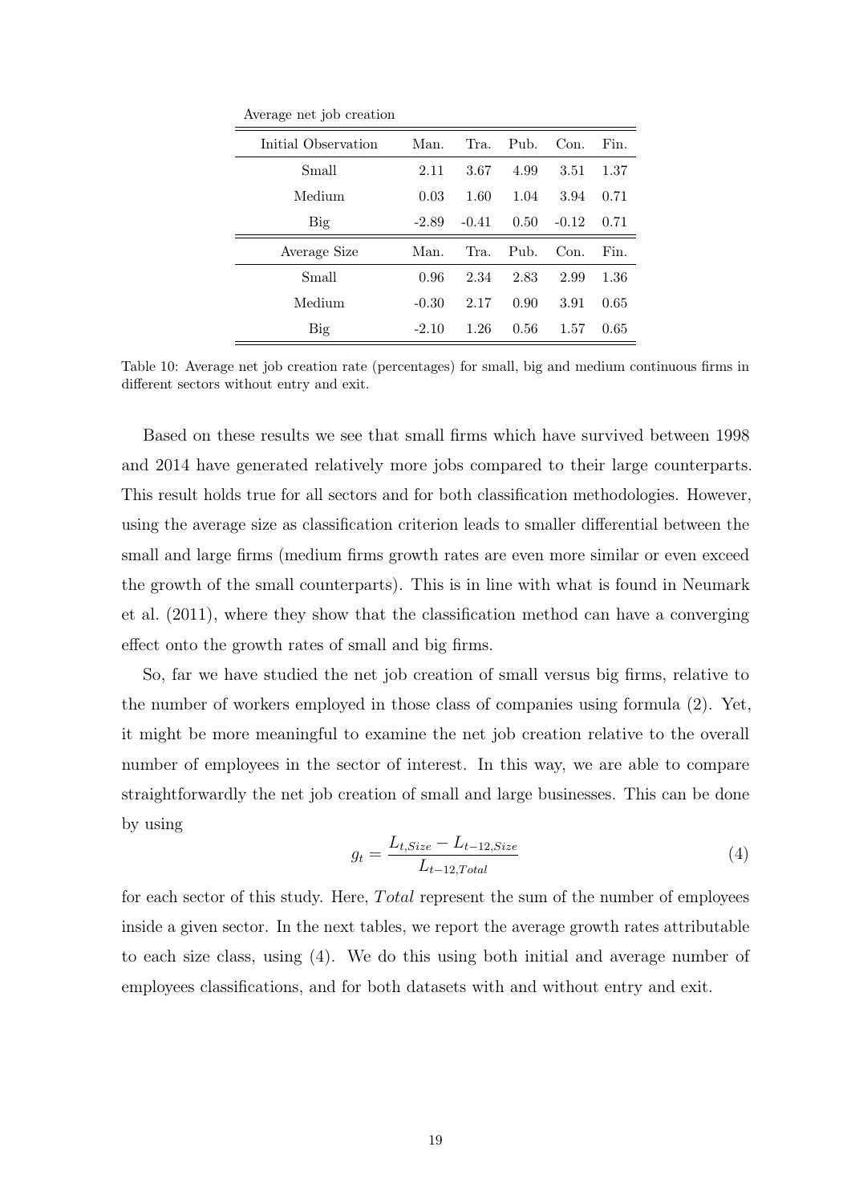Average net job creation

| Initial Observation | Man. | Tra. | Pub. | Con. | Fin. |
|---|---|---|---|---|---|
| Small | 2.11 | 3.67 | 4.99 | 3.51 | 1.37 |
| Medium | 0.03 | 1.60 | 1.04 | 3.94 | 0.71 |
| Big | -2.89 | -0.41 | 0.50 | -0.12 | 0.71 |
| **Average Size** | **Man.** | **Tra.** | **Pub.** | **Con.** | **Fin.** |
| Small | 0.96 | 2.34 | 2.83 | 2.99 | 1.36 |
| Medium | -0.30 | 2.17 | 0.90 | 3.91 | 0.65 |
| Big | -2.10 | 1.26 | 0.56 | 1.57 | 0.65 |

Table 10: Average net job creation rate (percentages) for small, big and medium continuous firms in different sectors without entry and exit.

Based on these results we see that small firms which have survived between 1998 and 2014 have generated relatively more jobs compared to their large counterparts. This result holds true for all sectors and for both classification methodologies. However, using the average size as classification criterion leads to smaller differential between the small and large firms (medium firms growth rates are even more similar or even exceed the growth of the small counterparts). This is in line with what is found in Neumark et al. (2011), where they show that the classification method can have a converging effect onto the growth rates of small and big firms.

So, far we have studied the net job creation of small versus big firms, relative to the number of workers employed in those class of companies using formula (2). Yet, it might be more meaningful to examine the net job creation relative to the overall number of employees in the sector of interest. In this way, we are able to compare straightforwardly the net job creation of small and large businesses. This can be done by using

$$g_t = \frac{L_{t,Size} - L_{t-12,Size}}{L_{t-12,Total}} \tag{4}$$

for each sector of this study. Here, $Total$ represent the sum of the number of employees inside a given sector. In the next tables, we report the average growth rates attributable to each size class, using (4). We do this using both initial and average number of employees classifications, and for both datasets with and without entry and exit.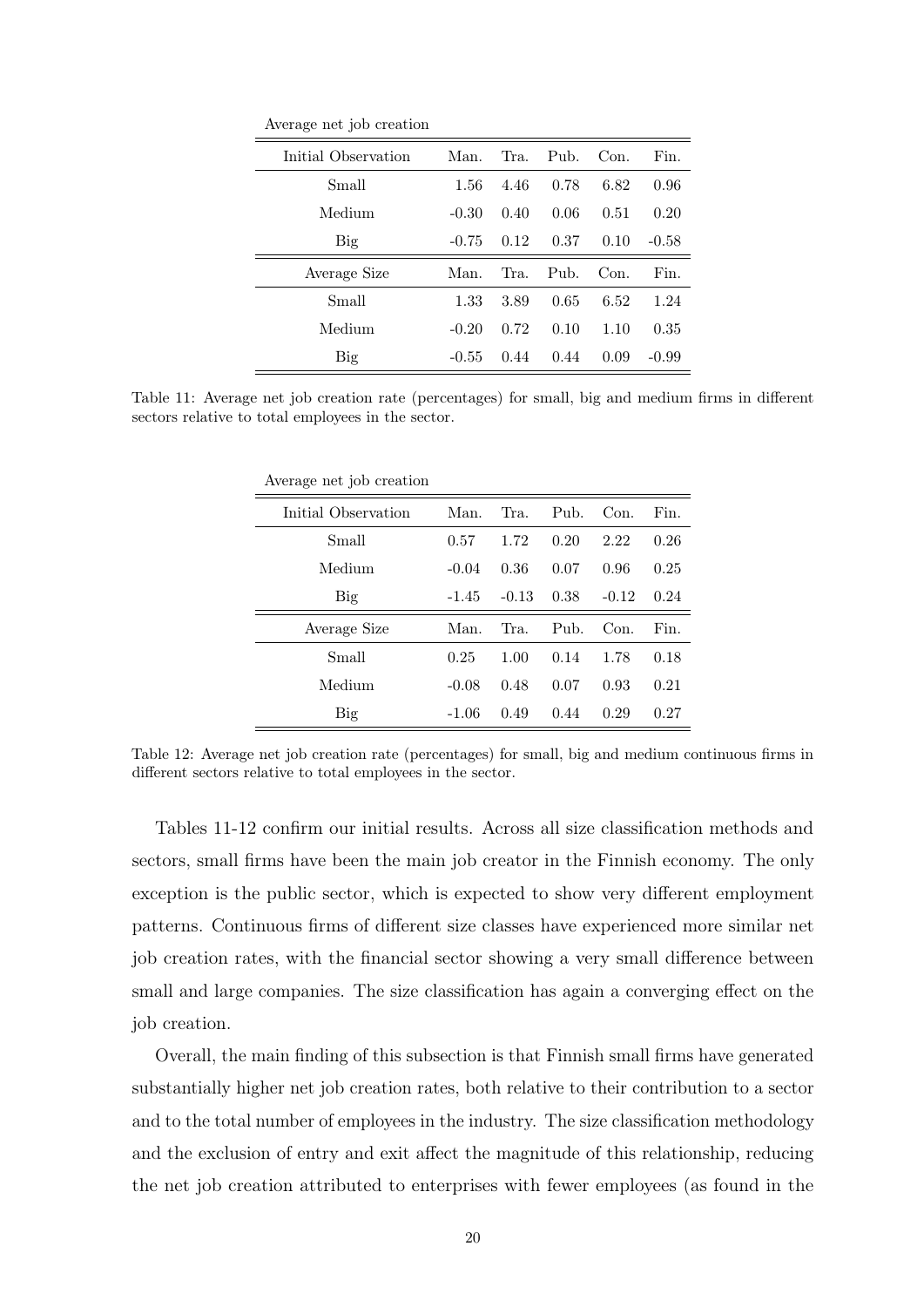Average net job creation

| Initial Observation | Man. | Tra. | Pub. | Con. | Fin. |
|---|---|---|---|---|---|
| Small | 1.56 | 4.46 | 0.78 | 6.82 | 0.96 |
| Medium | -0.30 | 0.40 | 0.06 | 0.51 | 0.20 |
| Big | -0.75 | 0.12 | 0.37 | 0.10 | -0.58 |
| **Average Size** | **Man.** | **Tra.** | **Pub.** | **Con.** | **Fin.** |
| Small | 1.33 | 3.89 | 0.65 | 6.52 | 1.24 |
| Medium | -0.20 | 0.72 | 0.10 | 1.10 | 0.35 |
| Big | -0.55 | 0.44 | 0.44 | 0.09 | -0.99 |

Table 11: Average net job creation rate (percentages) for small, big and medium firms in different sectors relative to total employees in the sector.

Average net job creation

| Initial Observation | Man. | Tra. | Pub. | Con. | Fin. |
|---|---|---|---|---|---|
| Small | 0.57 | 1.72 | 0.20 | 2.22 | 0.26 |
| Medium | -0.04 | 0.36 | 0.07 | 0.96 | 0.25 |
| Big | -1.45 | -0.13 | 0.38 | -0.12 | 0.24 |
| **Average Size** | **Man.** | **Tra.** | **Pub.** | **Con.** | **Fin.** |
| Small | 0.25 | 1.00 | 0.14 | 1.78 | 0.18 |
| Medium | -0.08 | 0.48 | 0.07 | 0.93 | 0.21 |
| Big | -1.06 | 0.49 | 0.44 | 0.29 | 0.27 |

Table 12: Average net job creation rate (percentages) for small, big and medium continuous firms in different sectors relative to total employees in the sector.

Tables 11-12 confirm our initial results. Across all size classification methods and sectors, small firms have been the main job creator in the Finnish economy. The only exception is the public sector, which is expected to show very different employment patterns. Continuous firms of different size classes have experienced more similar net job creation rates, with the financial sector showing a very small difference between small and large companies. The size classification has again a converging effect on the job creation.

Overall, the main finding of this subsection is that Finnish small firms have generated substantially higher net job creation rates, both relative to their contribution to a sector and to the total number of employees in the industry. The size classification methodology and the exclusion of entry and exit affect the magnitude of this relationship, reducing the net job creation attributed to enterprises with fewer employees (as found in the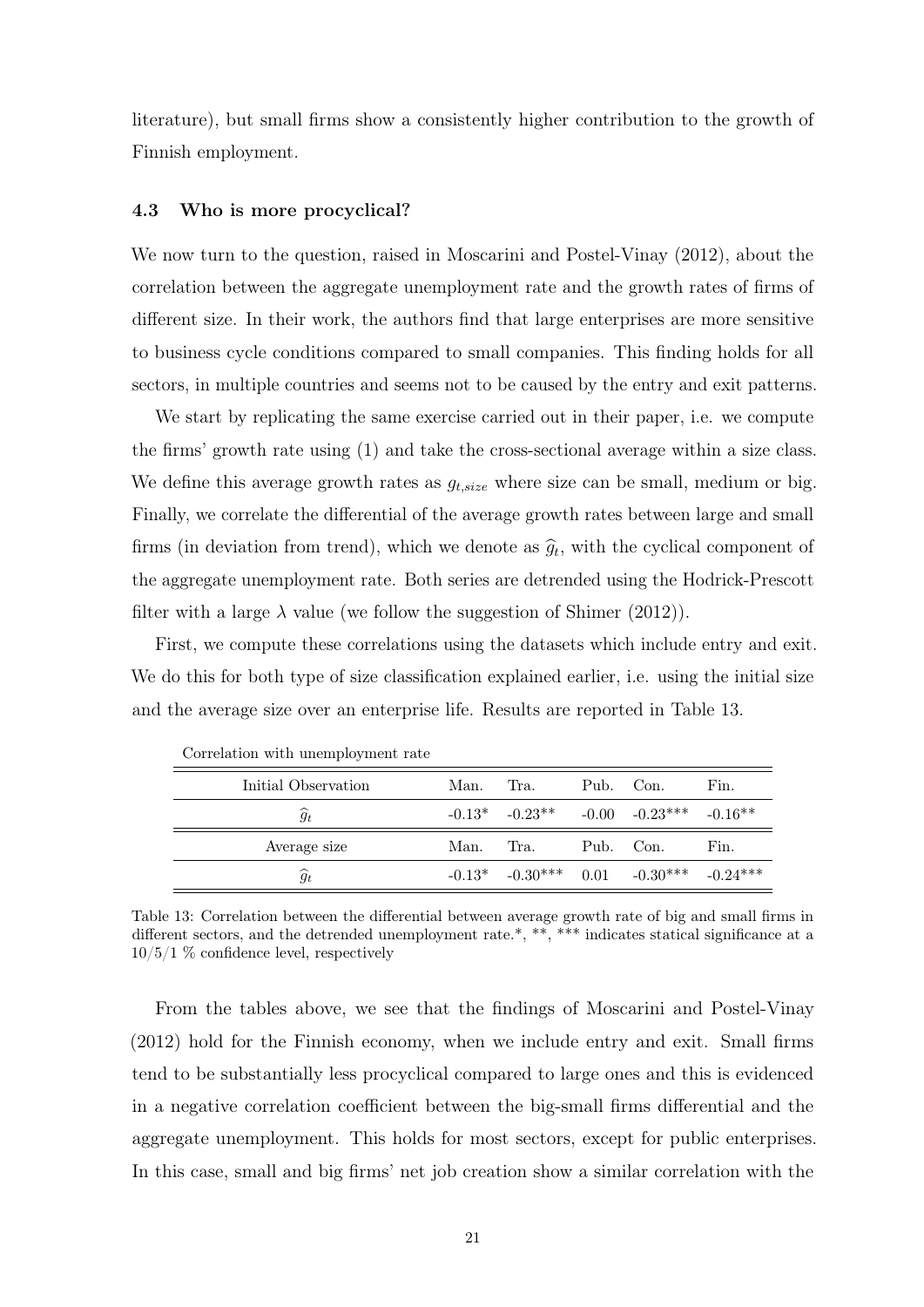literature), but small firms show a consistently higher contribution to the growth of Finnish employment.

### 4.3 Who is more procyclical?

We now turn to the question, raised in Moscarini and Postel-Vinay (2012), about the correlation between the aggregate unemployment rate and the growth rates of firms of different size. In their work, the authors find that large enterprises are more sensitive to business cycle conditions compared to small companies. This finding holds for all sectors, in multiple countries and seems not to be caused by the entry and exit patterns.

We start by replicating the same exercise carried out in their paper, i.e. we compute the firms' growth rate using (1) and take the cross-sectional average within a size class. We define this average growth rates as $g_{t,size}$ where size can be small, medium or big. Finally, we correlate the differential of the average growth rates between large and small firms (in deviation from trend), which we denote as $\widehat{g}_t$, with the cyclical component of the aggregate unemployment rate. Both series are detrended using the Hodrick-Prescott filter with a large $\lambda$ value (we follow the suggestion of Shimer (2012)).

First, we compute these correlations using the datasets which include entry and exit. We do this for both type of size classification explained earlier, i.e. using the initial size and the average size over an enterprise life. Results are reported in Table 13.

Correlation with unemployment rate

| Initial Observation | Man. | Tra. | Pub. | Con. | Fin. |
|---|---|---|---|---|---|
| $\widehat{g}_t$ | -0.13* | -0.23** | -0.00 | -0.23*** | -0.16** |
| **Average size** | **Man.** | **Tra.** | **Pub.** | **Con.** | **Fin.** |
| $\widehat{g}_t$ | -0.13* | -0.30*** | 0.01 | -0.30*** | -0.24*** |

Table 13: Correlation between the differential between average growth rate of big and small firms in different sectors, and the detrended unemployment rate.*, **, *** indicates statical significance at a 10/5/1 % confidence level, respectively

From the tables above, we see that the findings of Moscarini and Postel-Vinay (2012) hold for the Finnish economy, when we include entry and exit. Small firms tend to be substantially less procyclical compared to large ones and this is evidenced in a negative correlation coefficient between the big-small firms differential and the aggregate unemployment. This holds for most sectors, except for public enterprises. In this case, small and big firms' net job creation show a similar correlation with the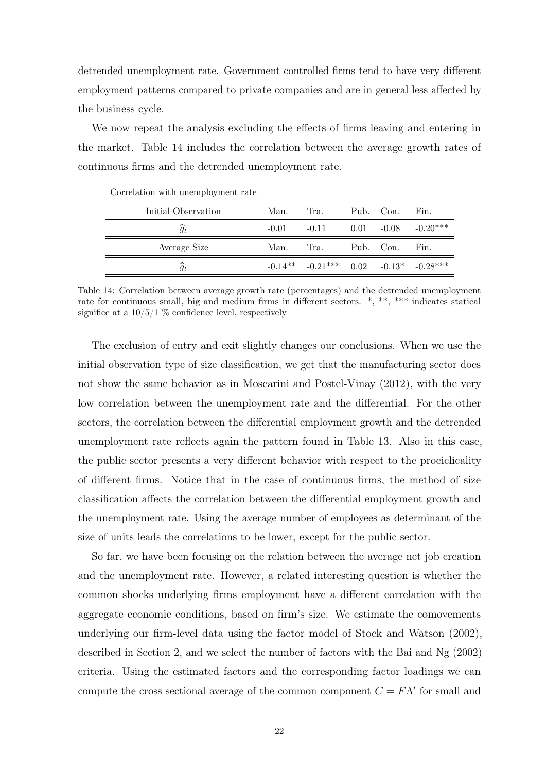detrended unemployment rate. Government controlled firms tend to have very different employment patterns compared to private companies and are in general less affected by the business cycle.

We now repeat the analysis excluding the effects of firms leaving and entering in the market. Table 14 includes the correlation between the average growth rates of continuous firms and the detrended unemployment rate.

Correlation with unemployment rate

| Initial Observation | Man. | Tra. | Pub. | Con. | Fin. |
|---|---|---|---|---|---|
| $\widehat{g}_t$ | -0.01 | -0.11 | 0.01 | -0.08 | -0.20*** |
| **Average Size** | **Man.** | **Tra.** | **Pub.** | **Con.** | **Fin.** |
| $\widehat{g}_t$ | -0.14** | -0.21*** | 0.02 | -0.13* | -0.28*** |

Table 14: Correlation between average growth rate (percentages) and the detrended unemployment rate for continuous small, big and medium firms in different sectors. *, **, *** indicates statical significe at a 10/5/1 % confidence level, respectively

The exclusion of entry and exit slightly changes our conclusions. When we use the initial observation type of size classification, we get that the manufacturing sector does not show the same behavior as in Moscarini and Postel-Vinay (2012), with the very low correlation between the unemployment rate and the differential. For the other sectors, the correlation between the differential employment growth and the detrended unemployment rate reflects again the pattern found in Table 13. Also in this case, the public sector presents a very different behavior with respect to the prociclicality of different firms. Notice that in the case of continuous firms, the method of size classification affects the correlation between the differential employment growth and the unemployment rate. Using the average number of employees as determinant of the size of units leads the correlations to be lower, except for the public sector.

So far, we have been focusing on the relation between the average net job creation and the unemployment rate. However, a related interesting question is whether the common shocks underlying firms employment have a different correlation with the aggregate economic conditions, based on firm's size. We estimate the comovements underlying our firm-level data using the factor model of Stock and Watson (2002), described in Section 2, and we select the number of factors with the Bai and Ng (2002) criteria. Using the estimated factors and the corresponding factor loadings we can compute the cross sectional average of the common component $C = F\Lambda'$ for small and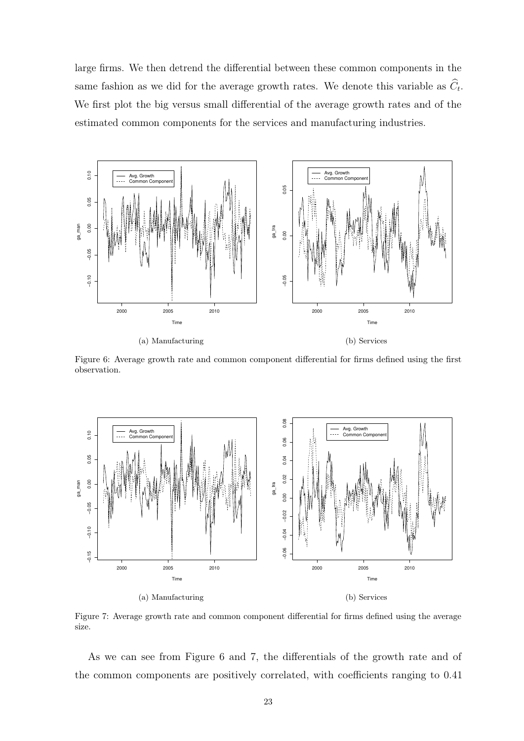large firms. We then detrend the differential between these common components in the same fashion as we did for the average growth rates. We denote this variable as $\widehat{C}_t$. We first plot the big versus small differential of the average growth rates and of the estimated common components for the services and manufacturing industries.

(a) Manufacturing

(b) Services

Figure 6: Average growth rate and common component differential for firms defined using the first observation.

(a) Manufacturing

(b) Services

Figure 7: Average growth rate and common component differential for firms defined using the average size.

As we can see from Figure 6 and 7, the differentials of the growth rate and of the common components are positively correlated, with coefficients ranging to 0.41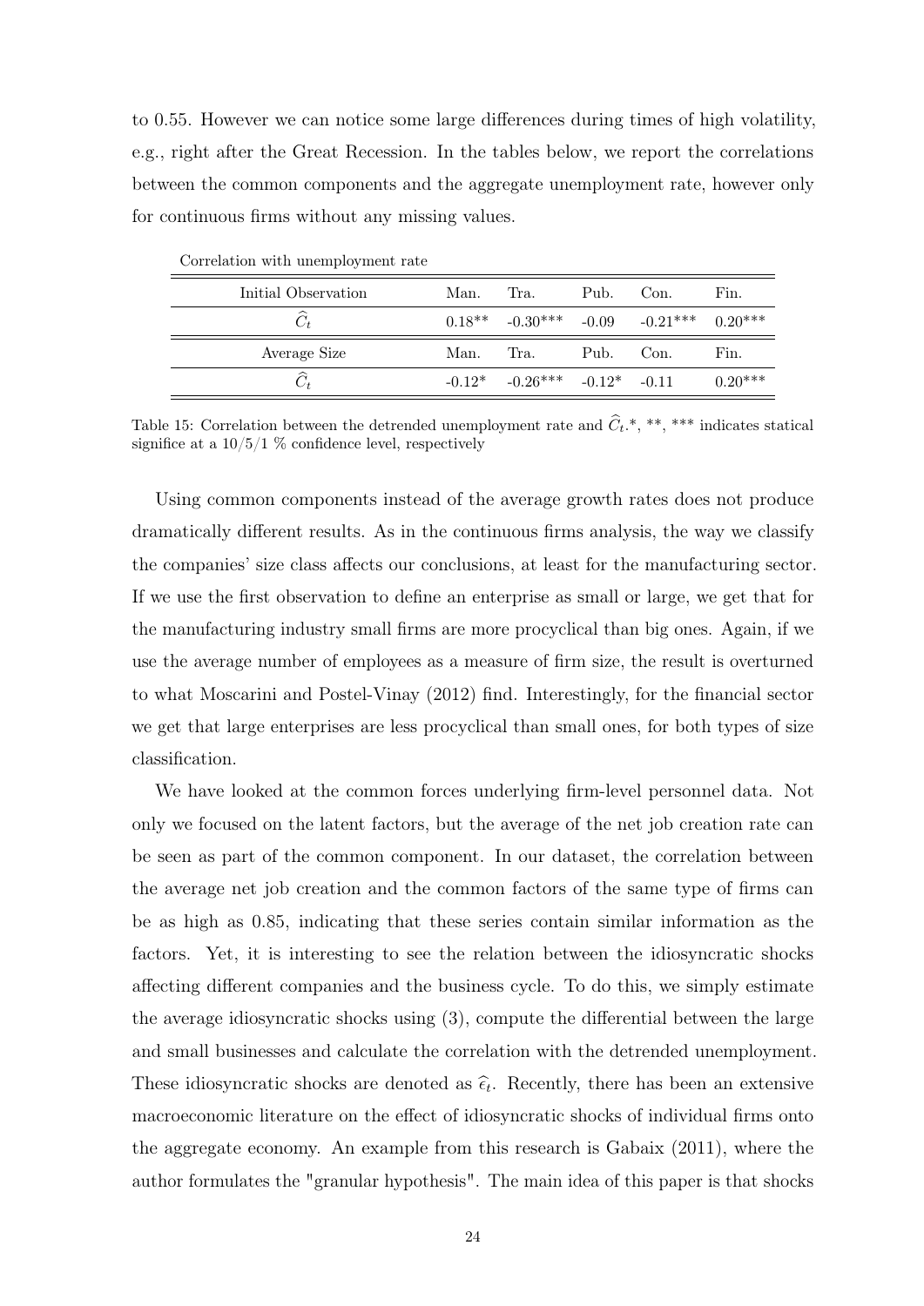to 0.55. However we can notice some large differences during times of high volatility, e.g., right after the Great Recession. In the tables below, we report the correlations between the common components and the aggregate unemployment rate, however only for continuous firms without any missing values.

Correlation with unemployment rate

| Initial Observation | Man. | Tra. | Pub. | Con. | Fin. |
|---|---|---|---|---|---|
| $\widehat{C}_t$ | 0.18** | -0.30*** | -0.09 | -0.21*** | 0.20*** |
| Average Size | Man. | Tra. | Pub. | Con. | Fin. |
| $\widehat{C}_t$ | -0.12* | -0.26*** | -0.12* | -0.11 | 0.20*** |

Table 15: Correlation between the detrended unemployment rate and $\widehat{C}_t$.*, **, *** indicates statical significe at a 10/5/1 % confidence level, respectively

Using common components instead of the average growth rates does not produce dramatically different results. As in the continuous firms analysis, the way we classify the companies' size class affects our conclusions, at least for the manufacturing sector. If we use the first observation to define an enterprise as small or large, we get that for the manufacturing industry small firms are more procyclical than big ones. Again, if we use the average number of employees as a measure of firm size, the result is overturned to what Moscarini and Postel-Vinay (2012) find. Interestingly, for the financial sector we get that large enterprises are less procyclical than small ones, for both types of size classification.

We have looked at the common forces underlying firm-level personnel data. Not only we focused on the latent factors, but the average of the net job creation rate can be seen as part of the common component. In our dataset, the correlation between the average net job creation and the common factors of the same type of firms can be as high as 0.85, indicating that these series contain similar information as the factors. Yet, it is interesting to see the relation between the idiosyncratic shocks affecting different companies and the business cycle. To do this, we simply estimate the average idiosyncratic shocks using (3), compute the differential between the large and small businesses and calculate the correlation with the detrended unemployment. These idiosyncratic shocks are denoted as $\widehat{\epsilon}_t$. Recently, there has been an extensive macroeconomic literature on the effect of idiosyncratic shocks of individual firms onto the aggregate economy. An example from this research is Gabaix (2011), where the author formulates the "granular hypothesis". The main idea of this paper is that shocks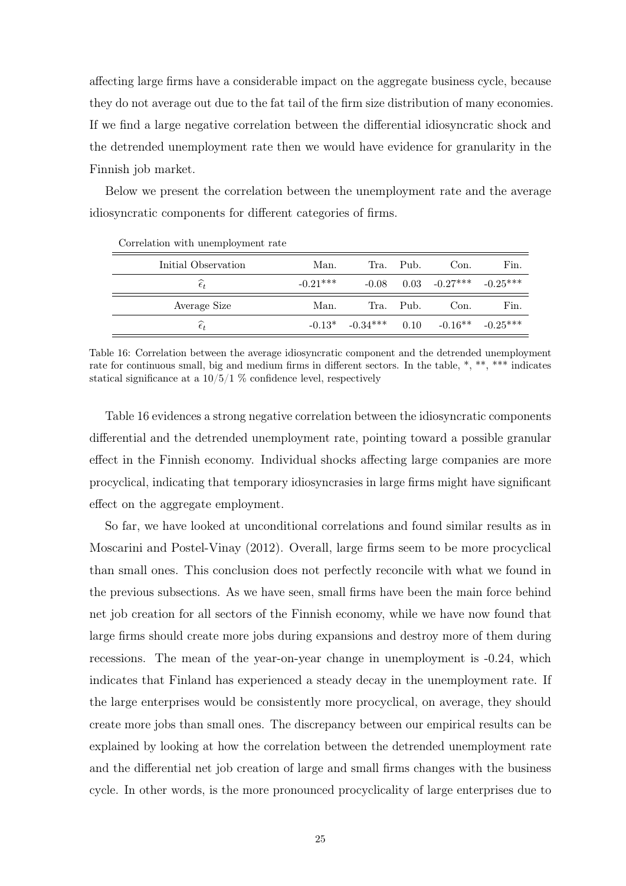affecting large firms have a considerable impact on the aggregate business cycle, because they do not average out due to the fat tail of the firm size distribution of many economies. If we find a large negative correlation between the differential idiosyncratic shock and the detrended unemployment rate then we would have evidence for granularity in the Finnish job market.

Below we present the correlation between the unemployment rate and the average idiosyncratic components for different categories of firms.

Correlation with unemployment rate

| Initial Observation | Man. | Tra. | Pub. | Con. | Fin. |
|---|---|---|---|---|---|
| $\widehat{\epsilon}_t$ | -0.21*** | -0.08 | 0.03 | -0.27*** | -0.25*** |
| **Average Size** | **Man.** | **Tra.** | **Pub.** | **Con.** | **Fin.** |
| $\widehat{\epsilon}_t$ | -0.13* | -0.34*** | 0.10 | -0.16** | -0.25*** |

Table 16: Correlation between the average idiosyncratic component and the detrended unemployment rate for continuous small, big and medium firms in different sectors. In the table, *, **, *** indicates statical significance at a 10/5/1 % confidence level, respectively

Table 16 evidences a strong negative correlation between the idiosyncratic components differential and the detrended unemployment rate, pointing toward a possible granular effect in the Finnish economy. Individual shocks affecting large companies are more procyclical, indicating that temporary idiosyncrasies in large firms might have significant effect on the aggregate employment.

So far, we have looked at unconditional correlations and found similar results as in Moscarini and Postel-Vinay (2012). Overall, large firms seem to be more procyclical than small ones. This conclusion does not perfectly reconcile with what we found in the previous subsections. As we have seen, small firms have been the main force behind net job creation for all sectors of the Finnish economy, while we have now found that large firms should create more jobs during expansions and destroy more of them during recessions. The mean of the year-on-year change in unemployment is -0.24, which indicates that Finland has experienced a steady decay in the unemployment rate. If the large enterprises would be consistently more procyclical, on average, they should create more jobs than small ones. The discrepancy between our empirical results can be explained by looking at how the correlation between the detrended unemployment rate and the differential net job creation of large and small firms changes with the business cycle. In other words, is the more pronounced procyclicality of large enterprises due to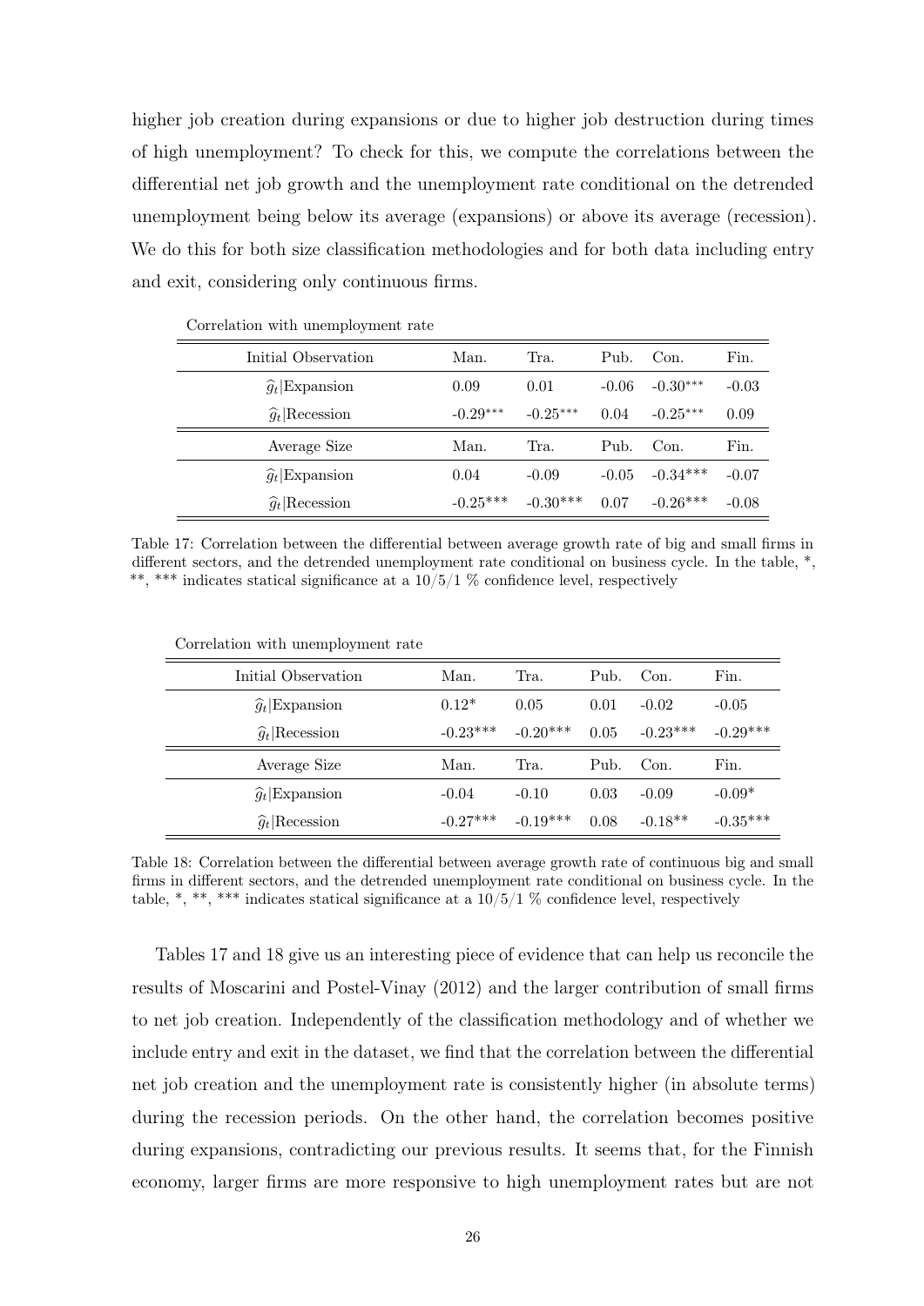higher job creation during expansions or due to higher job destruction during times of high unemployment? To check for this, we compute the correlations between the differential net job growth and the unemployment rate conditional on the detrended unemployment being below its average (expansions) or above its average (recession). We do this for both size classification methodologies and for both data including entry and exit, considering only continuous firms.

Correlation with unemployment rate

| Initial Observation | Man. | Tra. | Pub. | Con. | Fin. |
|---|---|---|---|---|---|
| $\widehat{g}_t$\|Expansion | 0.09 | 0.01 | -0.06 | -0.30*** | -0.03 |
| $\widehat{g}_t$\|Recession | -0.29*** | -0.25*** | 0.04 | -0.25*** | 0.09 |
| Average Size | Man. | Tra. | Pub. | Con. | Fin. |
| $\widehat{g}_t$\|Expansion | 0.04 | -0.09 | -0.05 | -0.34*** | -0.07 |
| $\widehat{g}_t$\|Recession | -0.25*** | -0.30*** | 0.07 | -0.26*** | -0.08 |

Table 17: Correlation between the differential between average growth rate of big and small firms in different sectors, and the detrended unemployment rate conditional on business cycle. In the table, *, **, *** indicates statical significance at a 10/5/1 % confidence level, respectively

Correlation with unemployment rate

| Initial Observation | Man. | Tra. | Pub. | Con. | Fin. |
|---|---|---|---|---|---|
| $\widehat{g}_t$\|Expansion | 0.12* | 0.05 | 0.01 | -0.02 | -0.05 |
| $\widehat{g}_t$\|Recession | -0.23*** | -0.20*** | 0.05 | -0.23*** | -0.29*** |
| Average Size | Man. | Tra. | Pub. | Con. | Fin. |
| $\widehat{g}_t$\|Expansion | -0.04 | -0.10 | 0.03 | -0.09 | -0.09* |
| $\widehat{g}_t$\|Recession | -0.27*** | -0.19*** | 0.08 | -0.18** | -0.35*** |

Table 18: Correlation between the differential between average growth rate of continuous big and small firms in different sectors, and the detrended unemployment rate conditional on business cycle. In the table, *, **, *** indicates statical significance at a 10/5/1 % confidence level, respectively

Tables 17 and 18 give us an interesting piece of evidence that can help us reconcile the results of Moscarini and Postel-Vinay (2012) and the larger contribution of small firms to net job creation. Independently of the classification methodology and of whether we include entry and exit in the dataset, we find that the correlation between the differential net job creation and the unemployment rate is consistently higher (in absolute terms) during the recession periods. On the other hand, the correlation becomes positive during expansions, contradicting our previous results. It seems that, for the Finnish economy, larger firms are more responsive to high unemployment rates but are not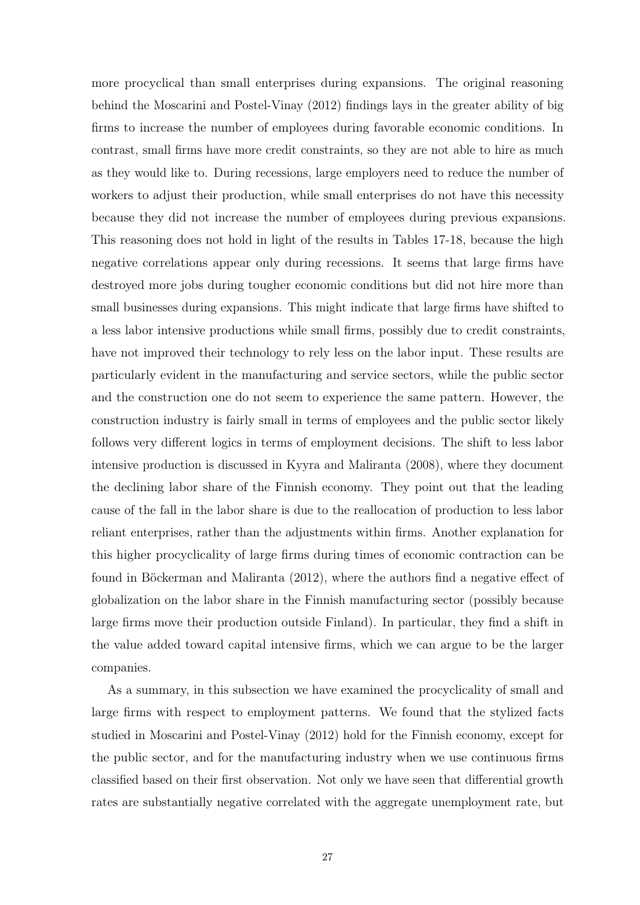more procyclical than small enterprises during expansions. The original reasoning behind the Moscarini and Postel-Vinay (2012) findings lays in the greater ability of big firms to increase the number of employees during favorable economic conditions. In contrast, small firms have more credit constraints, so they are not able to hire as much as they would like to. During recessions, large employers need to reduce the number of workers to adjust their production, while small enterprises do not have this necessity because they did not increase the number of employees during previous expansions. This reasoning does not hold in light of the results in Tables 17-18, because the high negative correlations appear only during recessions. It seems that large firms have destroyed more jobs during tougher economic conditions but did not hire more than small businesses during expansions. This might indicate that large firms have shifted to a less labor intensive productions while small firms, possibly due to credit constraints, have not improved their technology to rely less on the labor input. These results are particularly evident in the manufacturing and service sectors, while the public sector and the construction one do not seem to experience the same pattern. However, the construction industry is fairly small in terms of employees and the public sector likely follows very different logics in terms of employment decisions. The shift to less labor intensive production is discussed in Kyyra and Maliranta (2008), where they document the declining labor share of the Finnish economy. They point out that the leading cause of the fall in the labor share is due to the reallocation of production to less labor reliant enterprises, rather than the adjustments within firms. Another explanation for this higher procyclicality of large firms during times of economic contraction can be found in Böckerman and Maliranta (2012), where the authors find a negative effect of globalization on the labor share in the Finnish manufacturing sector (possibly because large firms move their production outside Finland). In particular, they find a shift in the value added toward capital intensive firms, which we can argue to be the larger companies.

As a summary, in this subsection we have examined the procyclicality of small and large firms with respect to employment patterns. We found that the stylized facts studied in Moscarini and Postel-Vinay (2012) hold for the Finnish economy, except for the public sector, and for the manufacturing industry when we use continuous firms classified based on their first observation. Not only we have seen that differential growth rates are substantially negative correlated with the aggregate unemployment rate, but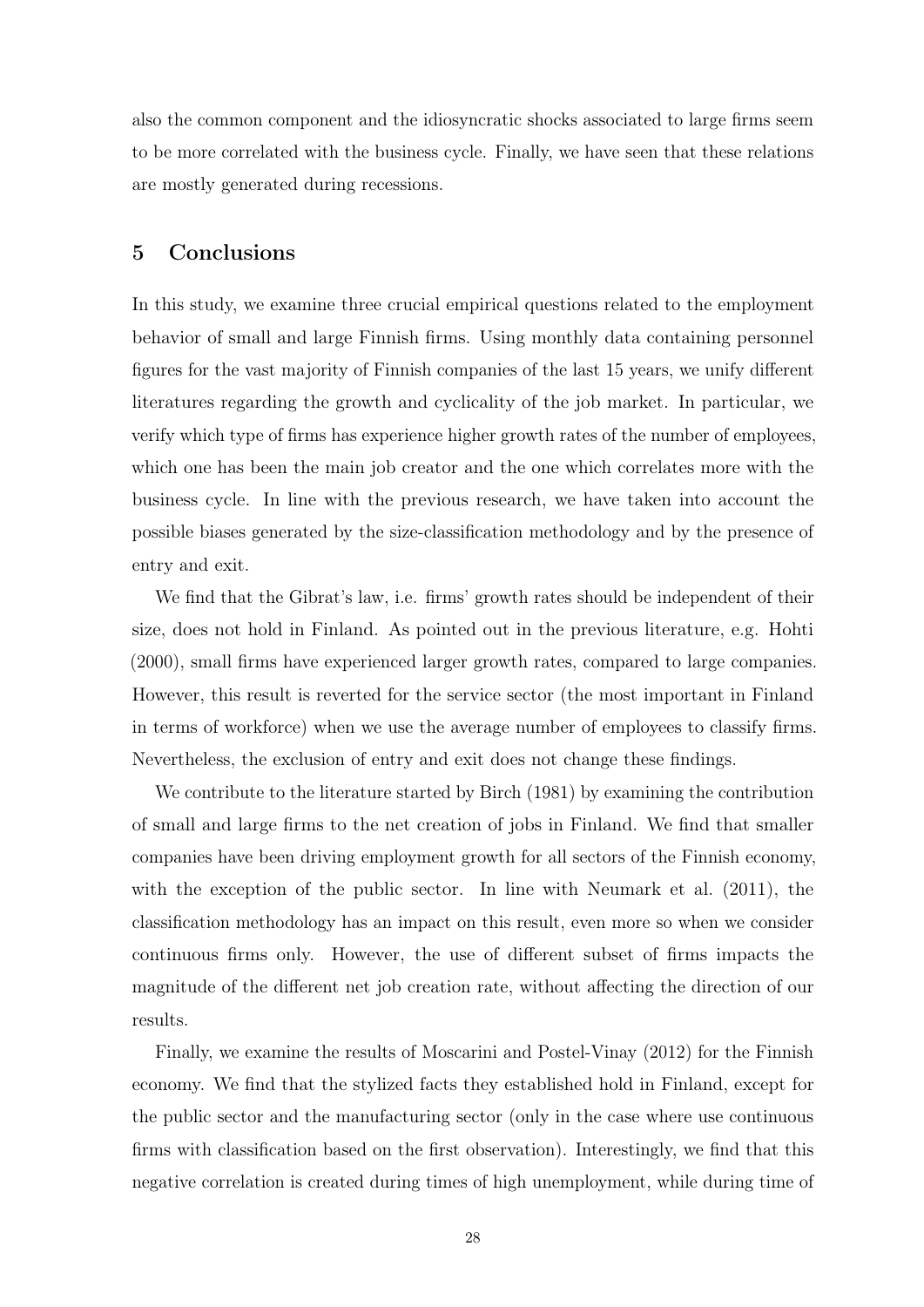also the common component and the idiosyncratic shocks associated to large firms seem to be more correlated with the business cycle. Finally, we have seen that these relations are mostly generated during recessions.

## 5 Conclusions

In this study, we examine three crucial empirical questions related to the employment behavior of small and large Finnish firms. Using monthly data containing personnel figures for the vast majority of Finnish companies of the last 15 years, we unify different literatures regarding the growth and cyclicality of the job market. In particular, we verify which type of firms has experience higher growth rates of the number of employees, which one has been the main job creator and the one which correlates more with the business cycle. In line with the previous research, we have taken into account the possible biases generated by the size-classification methodology and by the presence of entry and exit.

We find that the Gibrat's law, i.e. firms' growth rates should be independent of their size, does not hold in Finland. As pointed out in the previous literature, e.g. Hohti (2000), small firms have experienced larger growth rates, compared to large companies. However, this result is reverted for the service sector (the most important in Finland in terms of workforce) when we use the average number of employees to classify firms. Nevertheless, the exclusion of entry and exit does not change these findings.

We contribute to the literature started by Birch (1981) by examining the contribution of small and large firms to the net creation of jobs in Finland. We find that smaller companies have been driving employment growth for all sectors of the Finnish economy, with the exception of the public sector. In line with Neumark et al. (2011), the classification methodology has an impact on this result, even more so when we consider continuous firms only. However, the use of different subset of firms impacts the magnitude of the different net job creation rate, without affecting the direction of our results.

Finally, we examine the results of Moscarini and Postel-Vinay (2012) for the Finnish economy. We find that the stylized facts they established hold in Finland, except for the public sector and the manufacturing sector (only in the case where use continuous firms with classification based on the first observation). Interestingly, we find that this negative correlation is created during times of high unemployment, while during time of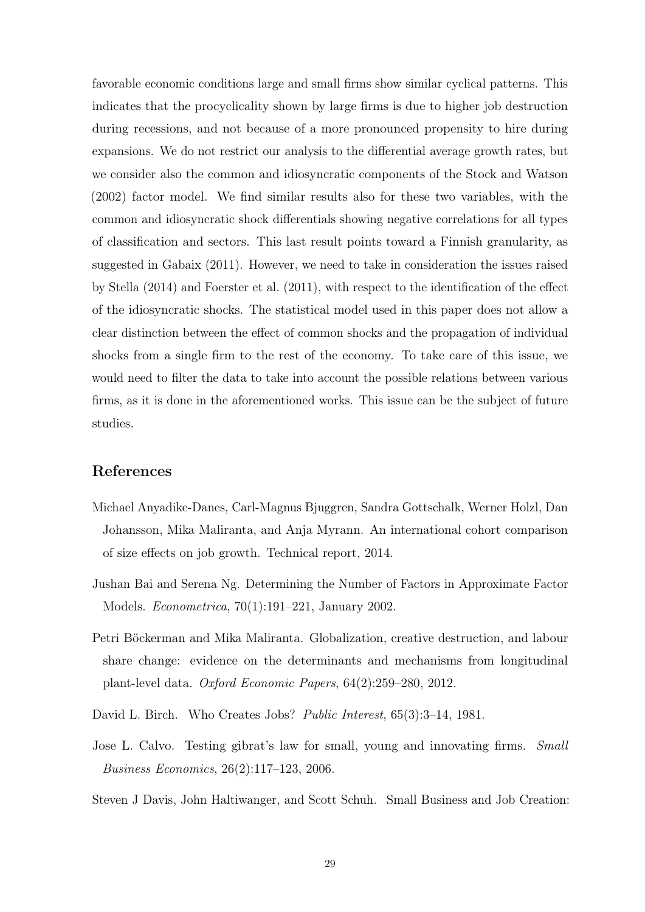favorable economic conditions large and small firms show similar cyclical patterns. This indicates that the procyclicality shown by large firms is due to higher job destruction during recessions, and not because of a more pronounced propensity to hire during expansions. We do not restrict our analysis to the differential average growth rates, but we consider also the common and idiosyncratic components of the Stock and Watson (2002) factor model. We find similar results also for these two variables, with the common and idiosyncratic shock differentials showing negative correlations for all types of classification and sectors. This last result points toward a Finnish granularity, as suggested in Gabaix (2011). However, we need to take in consideration the issues raised by Stella (2014) and Foerster et al. (2011), with respect to the identification of the effect of the idiosyncratic shocks. The statistical model used in this paper does not allow a clear distinction between the effect of common shocks and the propagation of individual shocks from a single firm to the rest of the economy. To take care of this issue, we would need to filter the data to take into account the possible relations between various firms, as it is done in the aforementioned works. This issue can be the subject of future studies.

## References

Michael Anyadike-Danes, Carl-Magnus Bjuggren, Sandra Gottschalk, Werner Holzl, Dan Johansson, Mika Maliranta, and Anja Myrann. An international cohort comparison of size effects on job growth. Technical report, 2014.

Jushan Bai and Serena Ng. Determining the Number of Factors in Approximate Factor Models. *Econometrica*, 70(1):191–221, January 2002.

Petri Böckerman and Mika Maliranta. Globalization, creative destruction, and labour share change: evidence on the determinants and mechanisms from longitudinal plant-level data. *Oxford Economic Papers*, 64(2):259–280, 2012.

David L. Birch. Who Creates Jobs? *Public Interest*, 65(3):3–14, 1981.

Jose L. Calvo. Testing gibrat's law for small, young and innovating firms. *Small Business Economics*, 26(2):117–123, 2006.

Steven J Davis, John Haltiwanger, and Scott Schuh. Small Business and Job Creation: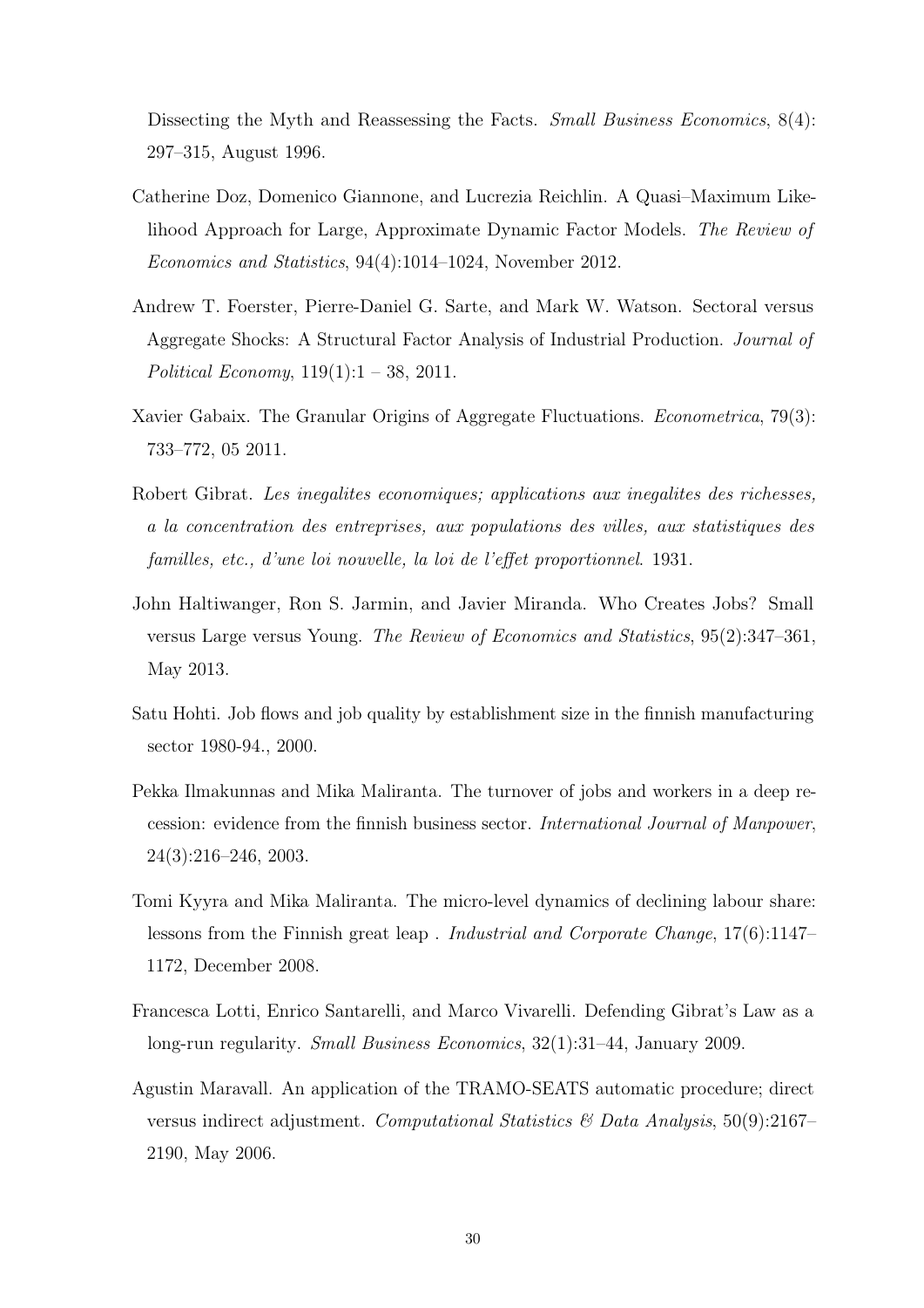Dissecting the Myth and Reassessing the Facts. *Small Business Economics*, 8(4): 297–315, August 1996.

Catherine Doz, Domenico Giannone, and Lucrezia Reichlin. A Quasi–Maximum Likelihood Approach for Large, Approximate Dynamic Factor Models. *The Review of Economics and Statistics*, 94(4):1014–1024, November 2012.

Andrew T. Foerster, Pierre-Daniel G. Sarte, and Mark W. Watson. Sectoral versus Aggregate Shocks: A Structural Factor Analysis of Industrial Production. *Journal of Political Economy*, 119(1):1 – 38, 2011.

Xavier Gabaix. The Granular Origins of Aggregate Fluctuations. *Econometrica*, 79(3): 733–772, 05 2011.

Robert Gibrat. *Les inegalites economiques; applications aux inegalites des richesses, a la concentration des entreprises, aux populations des villes, aux statistiques des familles, etc., d'une loi nouvelle, la loi de l'effet proportionnel*. 1931.

John Haltiwanger, Ron S. Jarmin, and Javier Miranda. Who Creates Jobs? Small versus Large versus Young. *The Review of Economics and Statistics*, 95(2):347–361, May 2013.

Satu Hohti. Job flows and job quality by establishment size in the finnish manufacturing sector 1980-94., 2000.

Pekka Ilmakunnas and Mika Maliranta. The turnover of jobs and workers in a deep recession: evidence from the finnish business sector. *International Journal of Manpower*, 24(3):216–246, 2003.

Tomi Kyyra and Mika Maliranta. The micro-level dynamics of declining labour share: lessons from the Finnish great leap . *Industrial and Corporate Change*, 17(6):1147–1172, December 2008.

Francesca Lotti, Enrico Santarelli, and Marco Vivarelli. Defending Gibrat's Law as a long-run regularity. *Small Business Economics*, 32(1):31–44, January 2009.

Agustin Maravall. An application of the TRAMO-SEATS automatic procedure; direct versus indirect adjustment. *Computational Statistics & Data Analysis*, 50(9):2167–2190, May 2006.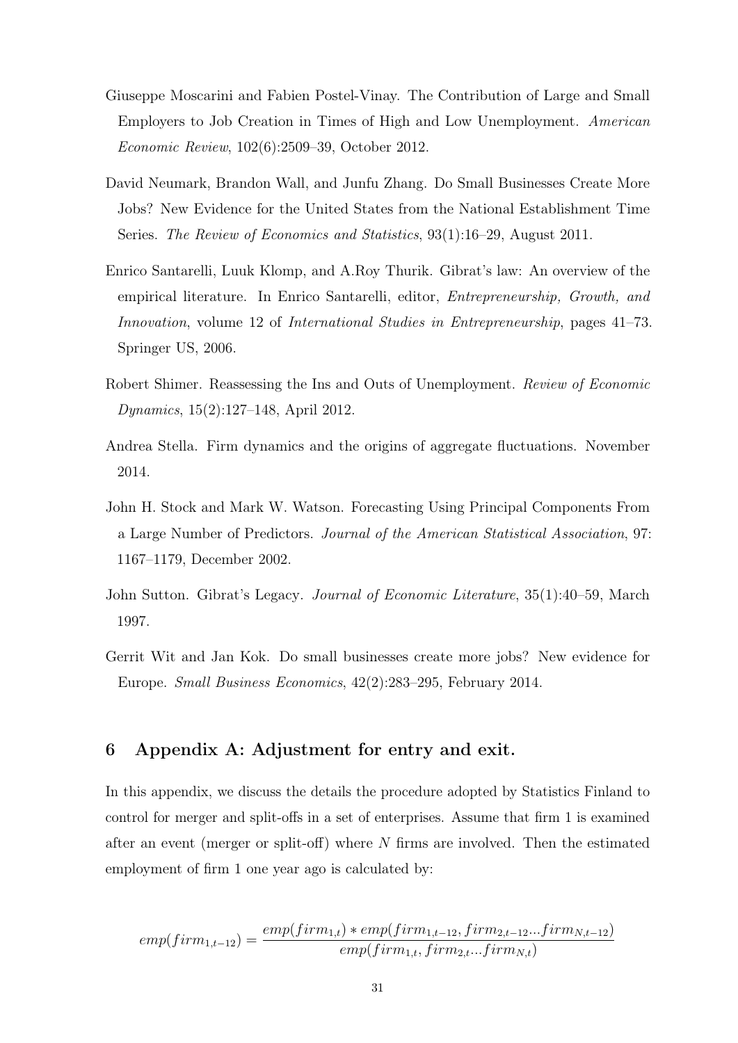Giuseppe Moscarini and Fabien Postel-Vinay. The Contribution of Large and Small Employers to Job Creation in Times of High and Low Unemployment. *American Economic Review*, 102(6):2509–39, October 2012.

David Neumark, Brandon Wall, and Junfu Zhang. Do Small Businesses Create More Jobs? New Evidence for the United States from the National Establishment Time Series. *The Review of Economics and Statistics*, 93(1):16–29, August 2011.

Enrico Santarelli, Luuk Klomp, and A.Roy Thurik. Gibrat's law: An overview of the empirical literature. In Enrico Santarelli, editor, *Entrepreneurship, Growth, and Innovation*, volume 12 of *International Studies in Entrepreneurship*, pages 41–73. Springer US, 2006.

Robert Shimer. Reassessing the Ins and Outs of Unemployment. *Review of Economic Dynamics*, 15(2):127–148, April 2012.

Andrea Stella. Firm dynamics and the origins of aggregate fluctuations. November 2014.

John H. Stock and Mark W. Watson. Forecasting Using Principal Components From a Large Number of Predictors. *Journal of the American Statistical Association*, 97: 1167–1179, December 2002.

John Sutton. Gibrat's Legacy. *Journal of Economic Literature*, 35(1):40–59, March 1997.

Gerrit Wit and Jan Kok. Do small businesses create more jobs? New evidence for Europe. *Small Business Economics*, 42(2):283–295, February 2014.

## 6 Appendix A: Adjustment for entry and exit.

In this appendix, we discuss the details the procedure adopted by Statistics Finland to control for merger and split-offs in a set of enterprises. Assume that firm 1 is examined after an event (merger or split-off) where $N$ firms are involved. Then the estimated employment of firm 1 one year ago is calculated by:

$$emp(firm_{1,t-12}) = \frac{emp(firm_{1,t}) * emp(firm_{1,t-12}, firm_{2,t-12}...firm_{N,t-12})}{emp(firm_{1,t}, firm_{2,t}...firm_{N,t})}$$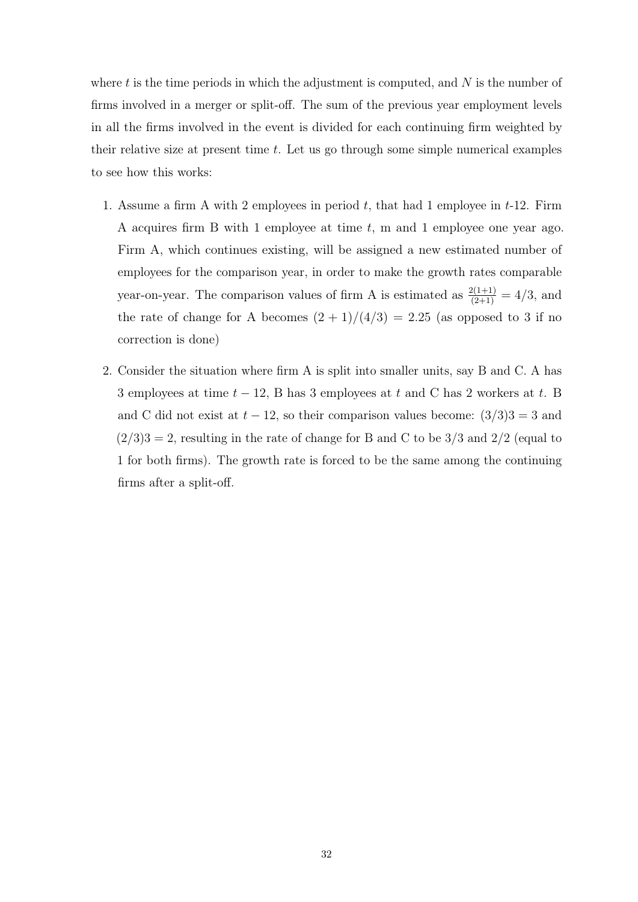where $t$ is the time periods in which the adjustment is computed, and $N$ is the number of firms involved in a merger or split-off. The sum of the previous year employment levels in all the firms involved in the event is divided for each continuing firm weighted by their relative size at present time $t$. Let us go through some simple numerical examples to see how this works:

1. Assume a firm A with 2 employees in period $t$, that had 1 employee in $t$-12. Firm A acquires firm B with 1 employee at time $t$, m and 1 employee one year ago. Firm A, which continues existing, will be assigned a new estimated number of employees for the comparison year, in order to make the growth rates comparable year-on-year. The comparison values of firm A is estimated as $\frac{2(1+1)}{(2+1)} = 4/3$, and the rate of change for A becomes $(2+1)/(4/3) = 2.25$ (as opposed to 3 if no correction is done)

2. Consider the situation where firm A is split into smaller units, say B and C. A has 3 employees at time $t-12$, B has 3 employees at $t$ and C has 2 workers at $t$. B and C did not exist at $t-12$, so their comparison values become: $(3/3)3 = 3$ and $(2/3)3 = 2$, resulting in the rate of change for B and C to be $3/3$ and $2/2$ (equal to 1 for both firms). The growth rate is forced to be the same among the continuing firms after a split-off.